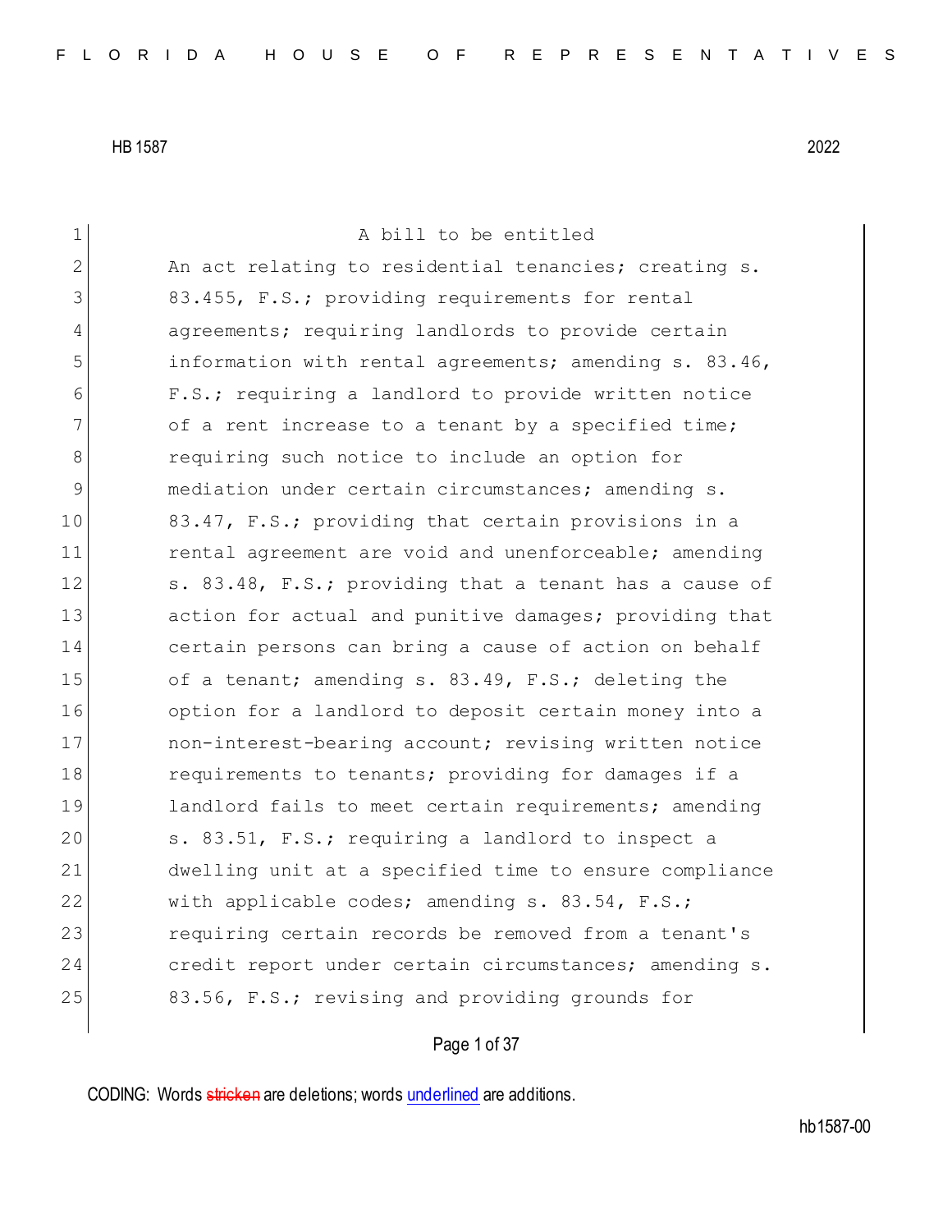A bill to be entitled

An act relating to residential tenancies; creating s. 83.455, F.S.; providing requirements for rental agreements; requiring landlords to provide certain information with rental agreements; amending s. 83.46, F.S.; requiring a landlord to provide written notice of a rent increase to a tenant by a specified time; requiring such notice to include an option for mediation under certain circumstances; amending s. 83.47, F.S.; providing that certain provisions in a rental agreement are void and unenforceable; amending s. 83.48, F.S.; providing that a tenant has a cause of action for actual and punitive damages; providing that certain persons can bring a cause of action on behalf of a tenant; amending s. 83.49, F.S.; deleting the option for a landlord to deposit certain money into a non-interest-bearing account; revising written notice requirements to tenants; providing for damages if a landlord fails to meet certain requirements; amending s. 83.51, F.S.; requiring a landlord to inspect a dwelling unit at a specified time to ensure compliance with applicable codes; amending s. 83.54, F.S.; requiring certain records be removed from a tenant's credit report under certain circumstances; amending s. 83.56, F.S.; revising and providing grounds for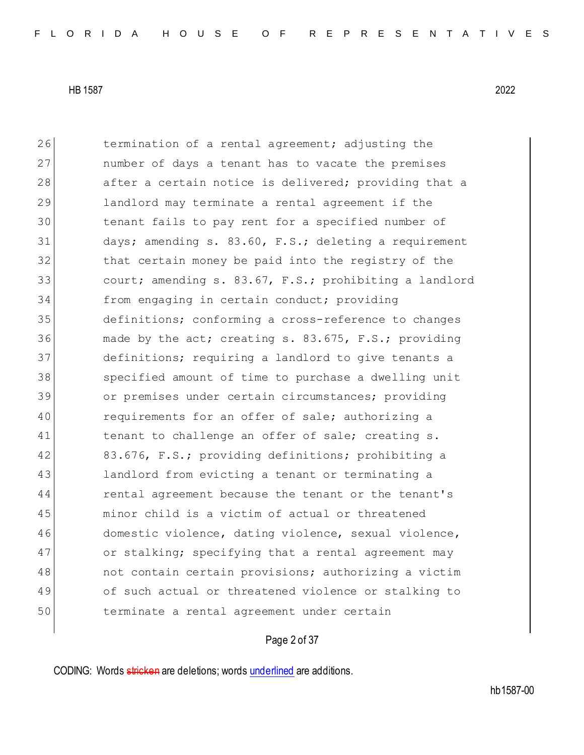26 termination of a rental agreement; adjusting the
27 number of days a tenant has to vacate the premises
28 after a certain notice is delivered; providing that a
29 landlord may terminate a rental agreement if the
30 tenant fails to pay rent for a specified number of
31 days; amending s. 83.60, F.S.; deleting a requirement
32 that certain money be paid into the registry of the
33 court; amending s. 83.67, F.S.; prohibiting a landlord
34 from engaging in certain conduct; providing
35 definitions; conforming a cross-reference to changes
36 made by the act; creating s. 83.675, F.S.; providing
37 definitions; requiring a landlord to give tenants a
38 specified amount of time to purchase a dwelling unit
39 or premises under certain circumstances; providing
40 requirements for an offer of sale; authorizing a
41 tenant to challenge an offer of sale; creating s.
42 83.676, F.S.; providing definitions; prohibiting a
43 landlord from evicting a tenant or terminating a
44 rental agreement because the tenant or the tenant's
45 minor child is a victim of actual or threatened
46 domestic violence, dating violence, sexual violence,
47 or stalking; specifying that a rental agreement may
48 not contain certain provisions; authorizing a victim
49 of such actual or threatened violence or stalking to
50 terminate a rental agreement under certain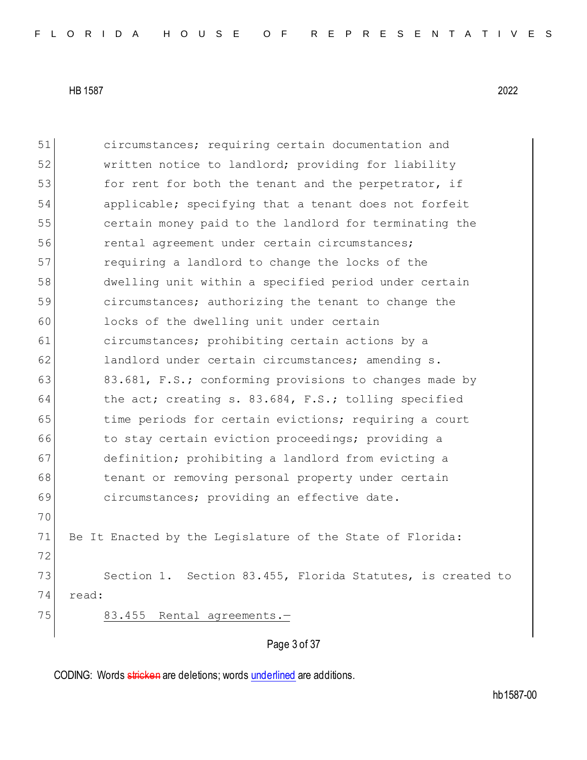circumstances; requiring certain documentation and written notice to landlord; providing for liability for rent for both the tenant and the perpetrator, if applicable; specifying that a tenant does not forfeit certain money paid to the landlord for terminating the rental agreement under certain circumstances; requiring a landlord to change the locks of the dwelling unit within a specified period under certain circumstances; authorizing the tenant to change the locks of the dwelling unit under certain circumstances; prohibiting certain actions by a landlord under certain circumstances; amending s. 83.681, F.S.; conforming provisions to changes made by the act; creating s. 83.684, F.S.; tolling specified time periods for certain evictions; requiring a court to stay certain eviction proceedings; providing a definition; prohibiting a landlord from evicting a tenant or removing personal property under certain circumstances; providing an effective date.

Be It Enacted by the Legislature of the State of Florida:

Section 1. Section 83.455, Florida Statutes, is created to read:

83.455 Rental agreements.—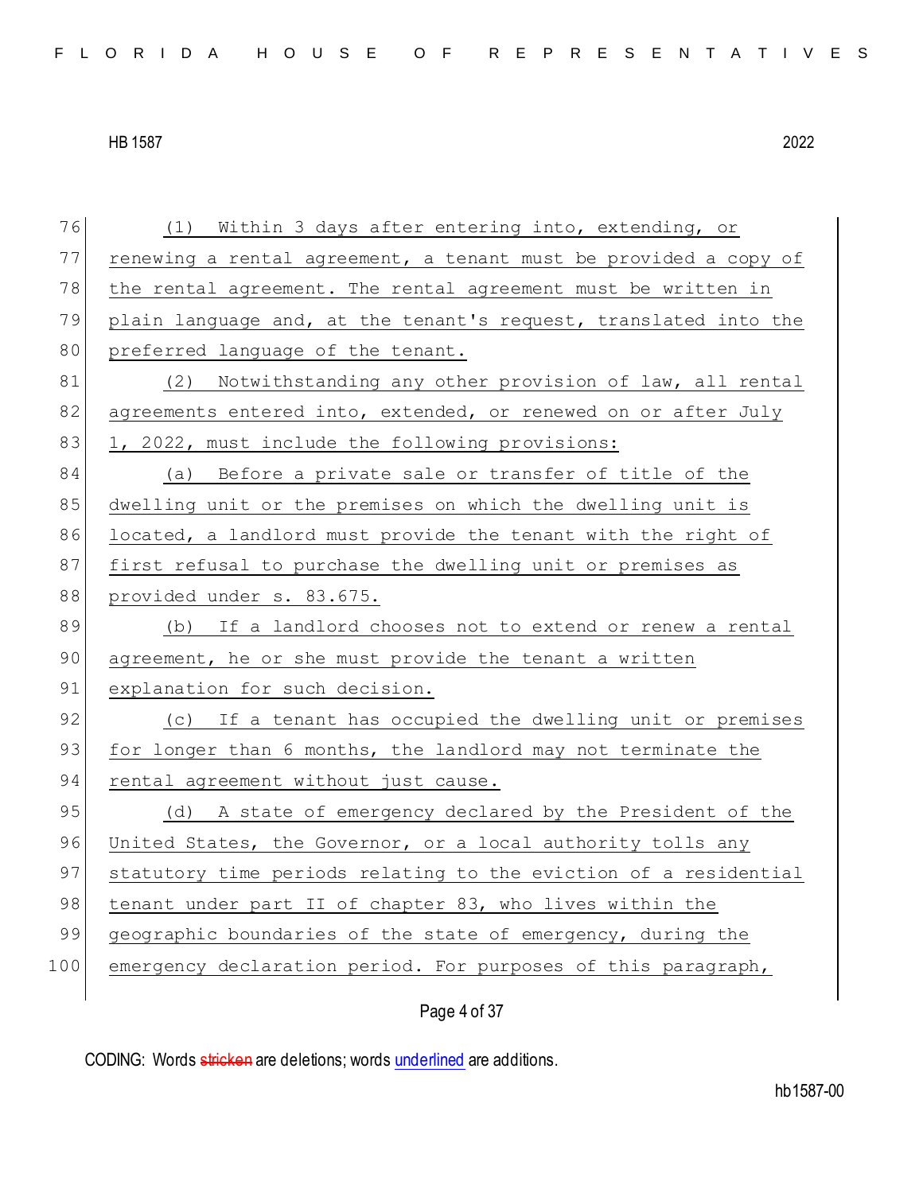(1) Within 3 days after entering into, extending, or renewing a rental agreement, a tenant must be provided a copy of the rental agreement. The rental agreement must be written in plain language and, at the tenant's request, translated into the preferred language of the tenant.

(2) Notwithstanding any other provision of law, all rental agreements entered into, extended, or renewed on or after July 1, 2022, must include the following provisions:

(a) Before a private sale or transfer of title of the dwelling unit or the premises on which the dwelling unit is located, a landlord must provide the tenant with the right of first refusal to purchase the dwelling unit or premises as provided under s. 83.675.

(b) If a landlord chooses not to extend or renew a rental agreement, he or she must provide the tenant a written explanation for such decision.

(c) If a tenant has occupied the dwelling unit or premises for longer than 6 months, the landlord may not terminate the rental agreement without just cause.

(d) A state of emergency declared by the President of the United States, the Governor, or a local authority tolls any statutory time periods relating to the eviction of a residential tenant under part II of chapter 83, who lives within the geographic boundaries of the state of emergency, during the emergency declaration period. For purposes of this paragraph,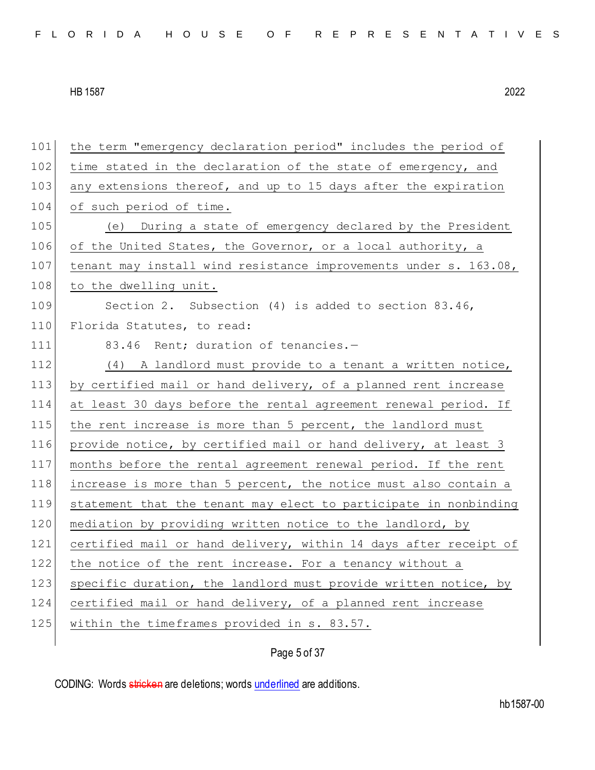101 the term "emergency declaration period" includes the period of
102 time stated in the declaration of the state of emergency, and
103 any extensions thereof, and up to 15 days after the expiration
104 of such period of time.

105 (e) During a state of emergency declared by the President
106 of the United States, the Governor, or a local authority, a
107 tenant may install wind resistance improvements under s. 163.08,
108 to the dwelling unit.

109 Section 2. Subsection (4) is added to section 83.46,
110 Florida Statutes, to read:

111 83.46 Rent; duration of tenancies.—

112 (4) A landlord must provide to a tenant a written notice,
113 by certified mail or hand delivery, of a planned rent increase
114 at least 30 days before the rental agreement renewal period. If
115 the rent increase is more than 5 percent, the landlord must
116 provide notice, by certified mail or hand delivery, at least 3
117 months before the rental agreement renewal period. If the rent
118 increase is more than 5 percent, the notice must also contain a
119 statement that the tenant may elect to participate in nonbinding
120 mediation by providing written notice to the landlord, by
121 certified mail or hand delivery, within 14 days after receipt of
122 the notice of the rent increase. For a tenancy without a
123 specific duration, the landlord must provide written notice, by
124 certified mail or hand delivery, of a planned rent increase
125 within the timeframes provided in s. 83.57.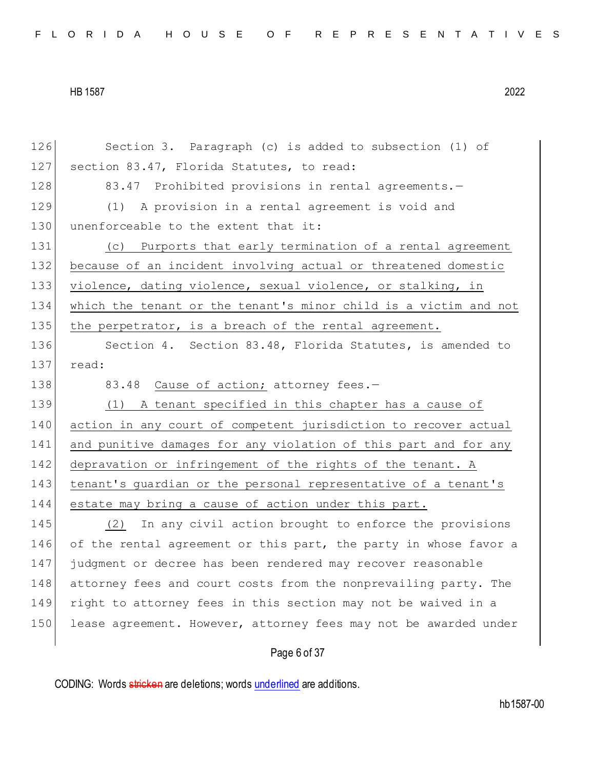Section 3. Paragraph (c) is added to subsection (1) of section 83.47, Florida Statutes, to read:

83.47 Prohibited provisions in rental agreements.—

(1) A provision in a rental agreement is void and unenforceable to the extent that it:

<u>(c) Purports that early termination of a rental agreement because of an incident involving actual or threatened domestic violence, dating violence, sexual violence, or stalking, in which the tenant or the tenant's minor child is a victim and not the perpetrator, is a breach of the rental agreement.</u>

Section 4. Section 83.48, Florida Statutes, is amended to read:

83.48 <u>Cause of action;</u> attorney fees.—

<u>(1) A tenant specified in this chapter has a cause of action in any court of competent jurisdiction to recover actual and punitive damages for any violation of this part and for any depravation or infringement of the rights of the tenant. A tenant's guardian or the personal representative of a tenant's estate may bring a cause of action under this part.</u>

<u>(2)</u> In any civil action brought to enforce the provisions of the rental agreement or this part, the party in whose favor a judgment or decree has been rendered may recover reasonable attorney fees and court costs from the nonprevailing party. The right to attorney fees in this section may not be waived in a lease agreement. However, attorney fees may not be awarded under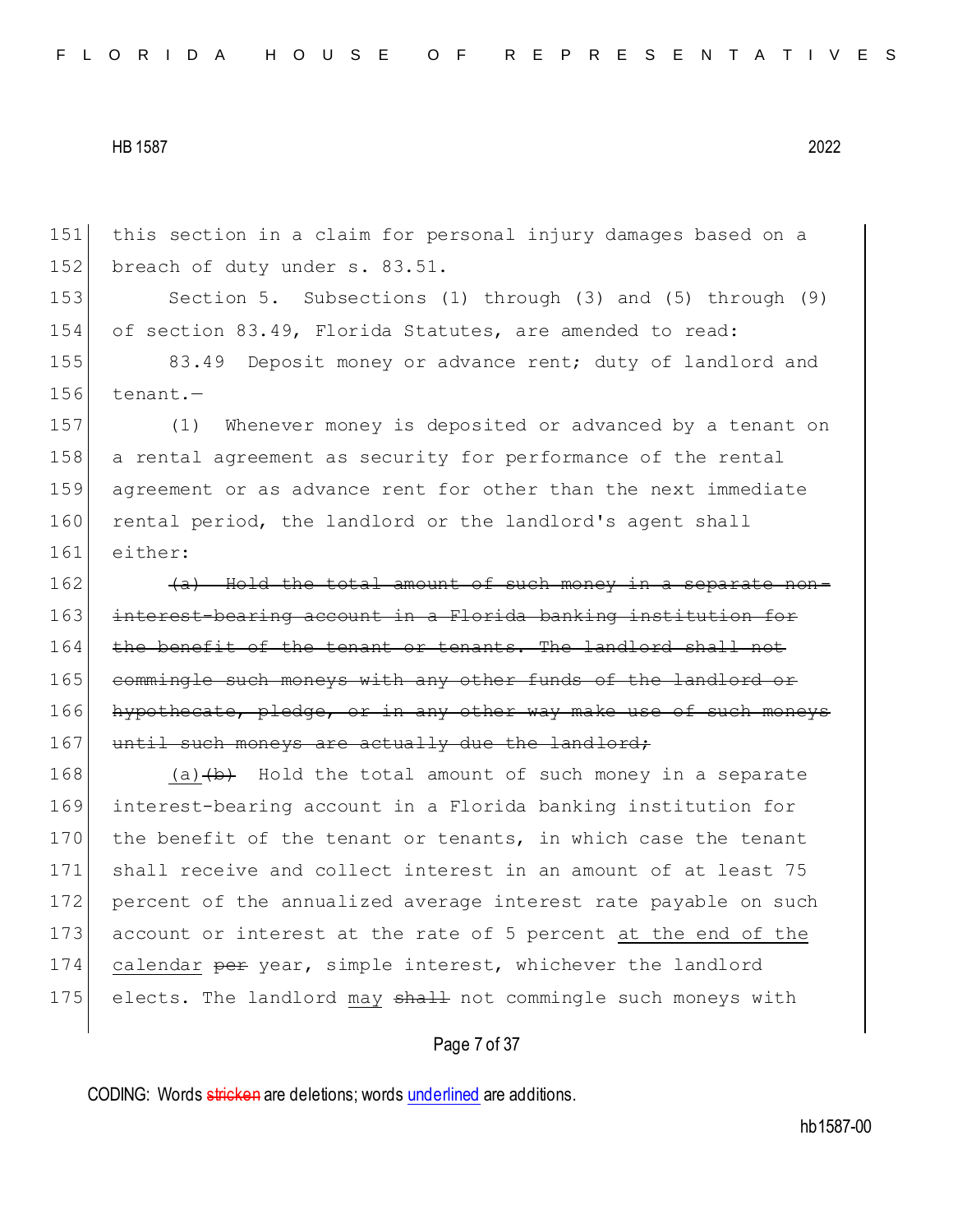151 this section in a claim for personal injury damages based on a
152 breach of duty under s. 83.51.

153 Section 5. Subsections (1) through (3) and (5) through (9)
154 of section 83.49, Florida Statutes, are amended to read:

155 83.49 Deposit money or advance rent; duty of landlord and
156 tenant.—

157 (1) Whenever money is deposited or advanced by a tenant on
158 a rental agreement as security for performance of the rental
159 agreement or as advance rent for other than the next immediate
160 rental period, the landlord or the landlord's agent shall
161 either:

162 ~~(a) Hold the total amount of such money in a separate non-~~
163 ~~interest-bearing account in a Florida banking institution for~~
164 ~~the benefit of the tenant or tenants. The landlord shall not~~
165 ~~commingle such moneys with any other funds of the landlord or~~
166 ~~hypothecate, pledge, or in any other way make use of such moneys~~
167 ~~until such moneys are actually due the landlord;~~

168 <u>(a)</u>~~(b)~~ Hold the total amount of such money in a separate
169 interest-bearing account in a Florida banking institution for
170 the benefit of the tenant or tenants, in which case the tenant
171 shall receive and collect interest in an amount of at least 75
172 percent of the annualized average interest rate payable on such
173 account or interest at the rate of 5 percent <u>at the end of the</u>
174 <u>calendar</u> ~~per~~ year, simple interest, whichever the landlord
175 elects. The landlord <u>may</u> ~~shall~~ not commingle such moneys with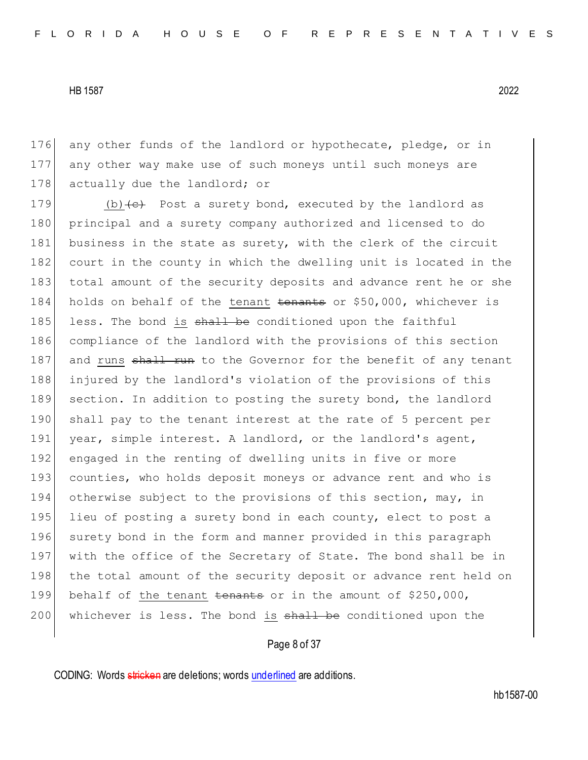176 any other funds of the landlord or hypothecate, pledge, or in
177 any other way make use of such moneys until such moneys are
178 actually due the landlord; or

179 (b)~~(c)~~ Post a surety bond, executed by the landlord as
180 principal and a surety company authorized and licensed to do
181 business in the state as surety, with the clerk of the circuit
182 court in the county in which the dwelling unit is located in the
183 total amount of the security deposits and advance rent he or she
184 holds on behalf of the <u>tenant</u> ~~tenants~~ or $50,000, whichever is
185 less. The bond <u>is</u> ~~shall be~~ conditioned upon the faithful
186 compliance of the landlord with the provisions of this section
187 and <u>runs</u> ~~shall run~~ to the Governor for the benefit of any tenant
188 injured by the landlord's violation of the provisions of this
189 section. In addition to posting the surety bond, the landlord
190 shall pay to the tenant interest at the rate of 5 percent per
191 year, simple interest. A landlord, or the landlord's agent,
192 engaged in the renting of dwelling units in five or more
193 counties, who holds deposit moneys or advance rent and who is
194 otherwise subject to the provisions of this section, may, in
195 lieu of posting a surety bond in each county, elect to post a
196 surety bond in the form and manner provided in this paragraph
197 with the office of the Secretary of State. The bond shall be in
198 the total amount of the security deposit or advance rent held on
199 behalf of <u>the tenant</u> ~~tenants~~ or in the amount of $250,000,
200 whichever is less. The bond <u>is</u> ~~shall be~~ conditioned upon the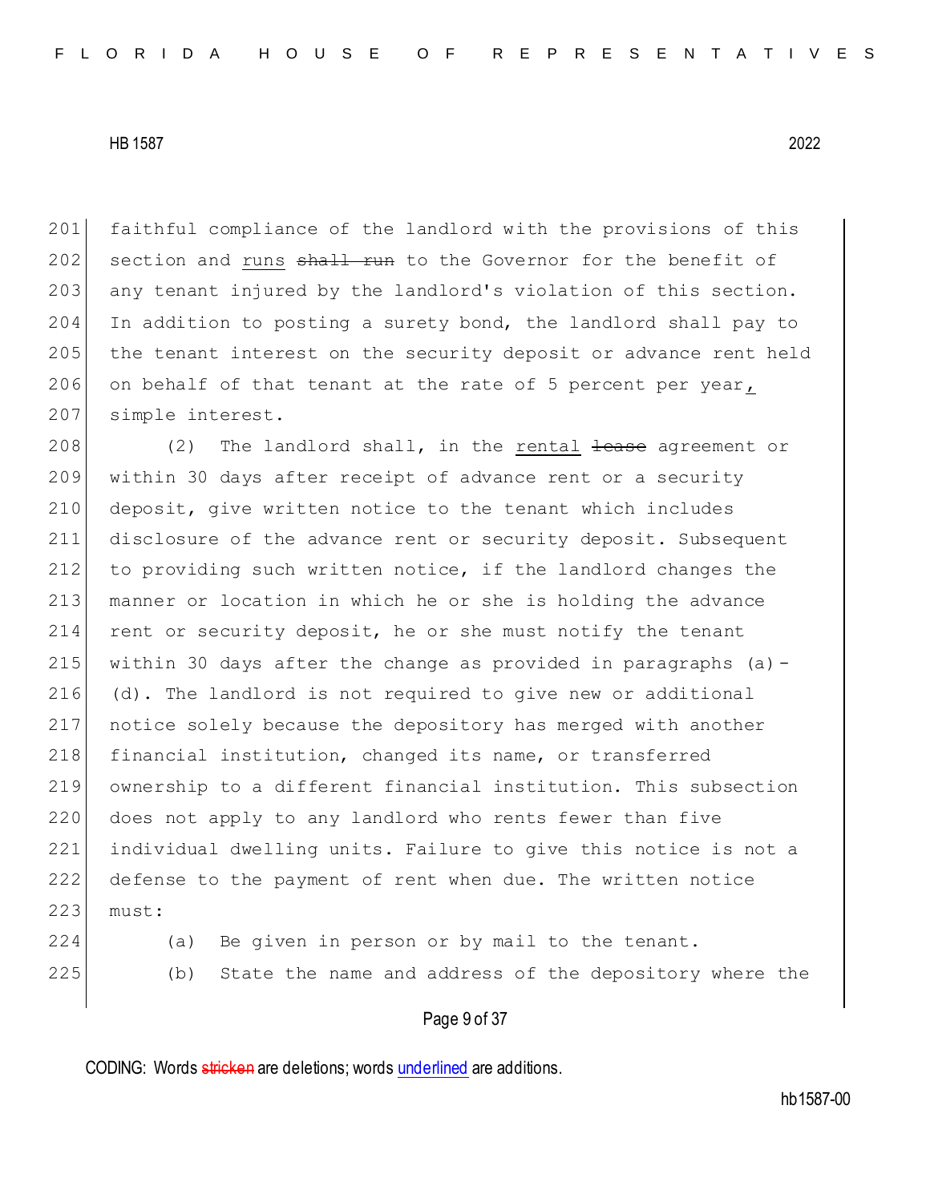faithful compliance of the landlord with the provisions of this section and <u>runs</u> ~~shall run~~ to the Governor for the benefit of any tenant injured by the landlord's violation of this section. In addition to posting a surety bond, the landlord shall pay to the tenant interest on the security deposit or advance rent held on behalf of that tenant at the rate of 5 percent per year<u>,</u> simple interest.

(2) The landlord shall, in the <u>rental</u> ~~lease~~ agreement or within 30 days after receipt of advance rent or a security deposit, give written notice to the tenant which includes disclosure of the advance rent or security deposit. Subsequent to providing such written notice, if the landlord changes the manner or location in which he or she is holding the advance rent or security deposit, he or she must notify the tenant within 30 days after the change as provided in paragraphs (a)-(d). The landlord is not required to give new or additional notice solely because the depository has merged with another financial institution, changed its name, or transferred ownership to a different financial institution. This subsection does not apply to any landlord who rents fewer than five individual dwelling units. Failure to give this notice is not a defense to the payment of rent when due. The written notice must:

(a) Be given in person or by mail to the tenant.

(b) State the name and address of the depository where the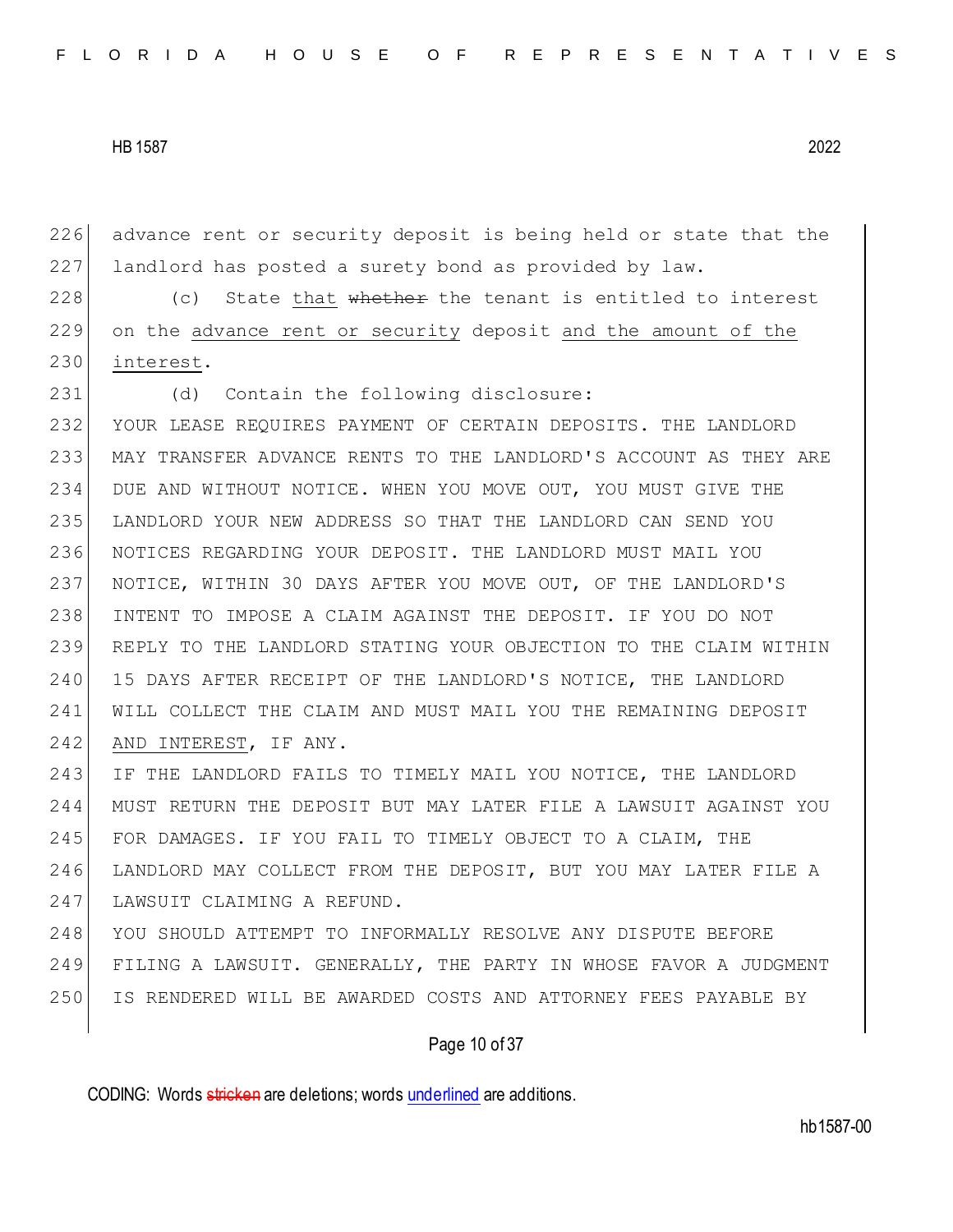advance rent or security deposit is being held or state that the landlord has posted a surety bond as provided by law.

(c) State <u>that</u> ~~whether~~ the tenant is entitled to interest on the <u>advance rent or security</u> deposit <u>and the amount of the interest</u>.

(d) Contain the following disclosure:

YOUR LEASE REQUIRES PAYMENT OF CERTAIN DEPOSITS. THE LANDLORD MAY TRANSFER ADVANCE RENTS TO THE LANDLORD'S ACCOUNT AS THEY ARE DUE AND WITHOUT NOTICE. WHEN YOU MOVE OUT, YOU MUST GIVE THE LANDLORD YOUR NEW ADDRESS SO THAT THE LANDLORD CAN SEND YOU NOTICES REGARDING YOUR DEPOSIT. THE LANDLORD MUST MAIL YOU NOTICE, WITHIN 30 DAYS AFTER YOU MOVE OUT, OF THE LANDLORD'S INTENT TO IMPOSE A CLAIM AGAINST THE DEPOSIT. IF YOU DO NOT REPLY TO THE LANDLORD STATING YOUR OBJECTION TO THE CLAIM WITHIN 15 DAYS AFTER RECEIPT OF THE LANDLORD'S NOTICE, THE LANDLORD WILL COLLECT THE CLAIM AND MUST MAIL YOU THE REMAINING DEPOSIT <u>AND INTEREST</u>, IF ANY.

IF THE LANDLORD FAILS TO TIMELY MAIL YOU NOTICE, THE LANDLORD MUST RETURN THE DEPOSIT BUT MAY LATER FILE A LAWSUIT AGAINST YOU FOR DAMAGES. IF YOU FAIL TO TIMELY OBJECT TO A CLAIM, THE LANDLORD MAY COLLECT FROM THE DEPOSIT, BUT YOU MAY LATER FILE A LAWSUIT CLAIMING A REFUND.

YOU SHOULD ATTEMPT TO INFORMALLY RESOLVE ANY DISPUTE BEFORE FILING A LAWSUIT. GENERALLY, THE PARTY IN WHOSE FAVOR A JUDGMENT IS RENDERED WILL BE AWARDED COSTS AND ATTORNEY FEES PAYABLE BY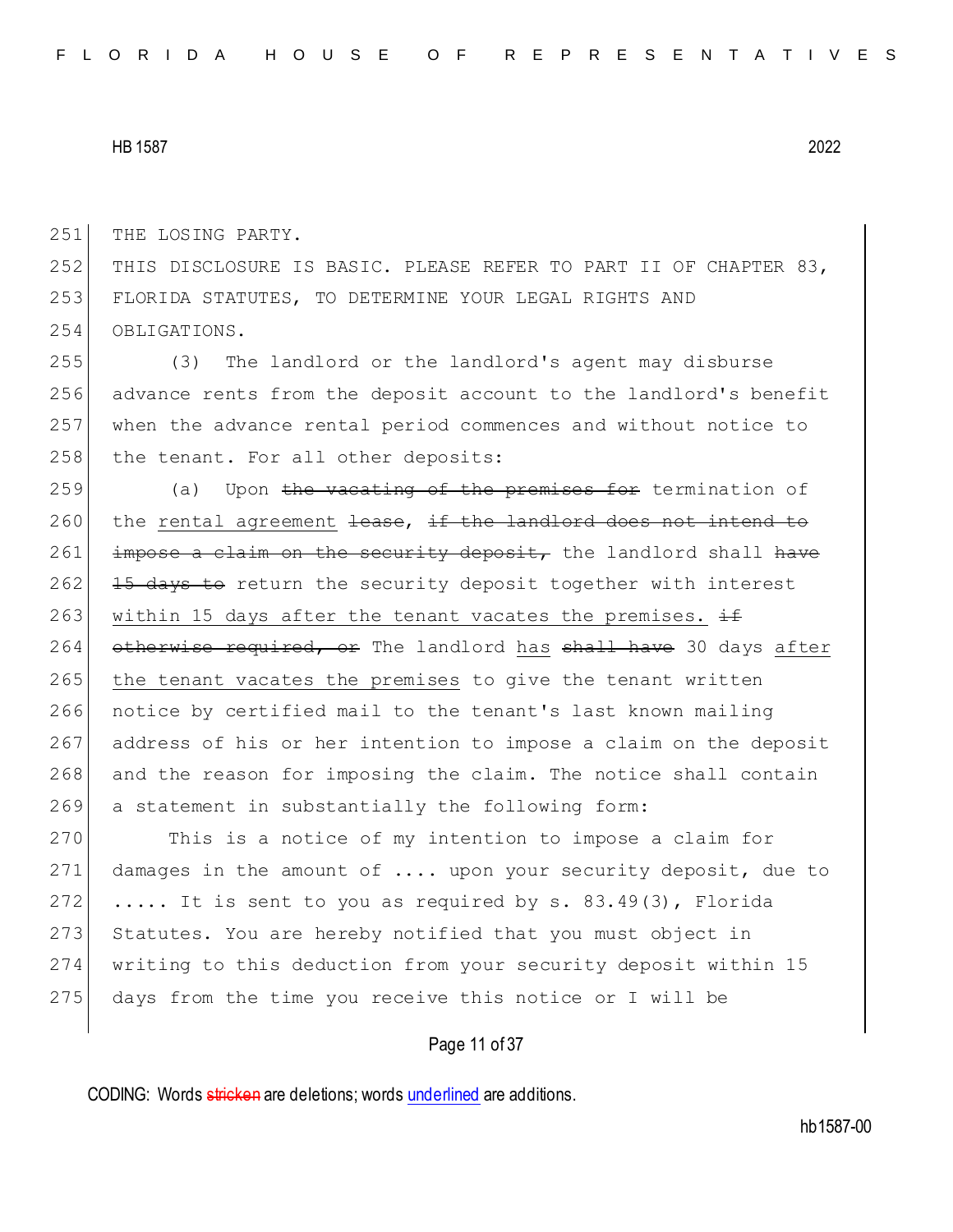251 THE LOSING PARTY.
252 THIS DISCLOSURE IS BASIC. PLEASE REFER TO PART II OF CHAPTER 83,
253 FLORIDA STATUTES, TO DETERMINE YOUR LEGAL RIGHTS AND
254 OBLIGATIONS.

255 (3) The landlord or the landlord's agent may disburse
256 advance rents from the deposit account to the landlord's benefit
257 when the advance rental period commences and without notice to
258 the tenant. For all other deposits:

259 (a) Upon ~~the vacating of the premises for~~ termination of
260 the <u>rental agreement</u> ~~lease~~, ~~if the landlord does not intend to~~
261 ~~impose a claim on the security deposit,~~ the landlord shall ~~have~~
262 ~~15 days to~~ return the security deposit together with interest
263 <u>within 15 days after the tenant vacates the premises.</u> ~~if~~
264 ~~otherwise required, or~~ The landlord <u>has</u> ~~shall have~~ 30 days <u>after</u>
265 <u>the tenant vacates the premises</u> to give the tenant written
266 notice by certified mail to the tenant's last known mailing
267 address of his or her intention to impose a claim on the deposit
268 and the reason for imposing the claim. The notice shall contain
269 a statement in substantially the following form:

270 This is a notice of my intention to impose a claim for
271 damages in the amount of .... upon your security deposit, due to
272 ..... It is sent to you as required by s. 83.49(3), Florida
273 Statutes. You are hereby notified that you must object in
274 writing to this deduction from your security deposit within 15
275 days from the time you receive this notice or I will be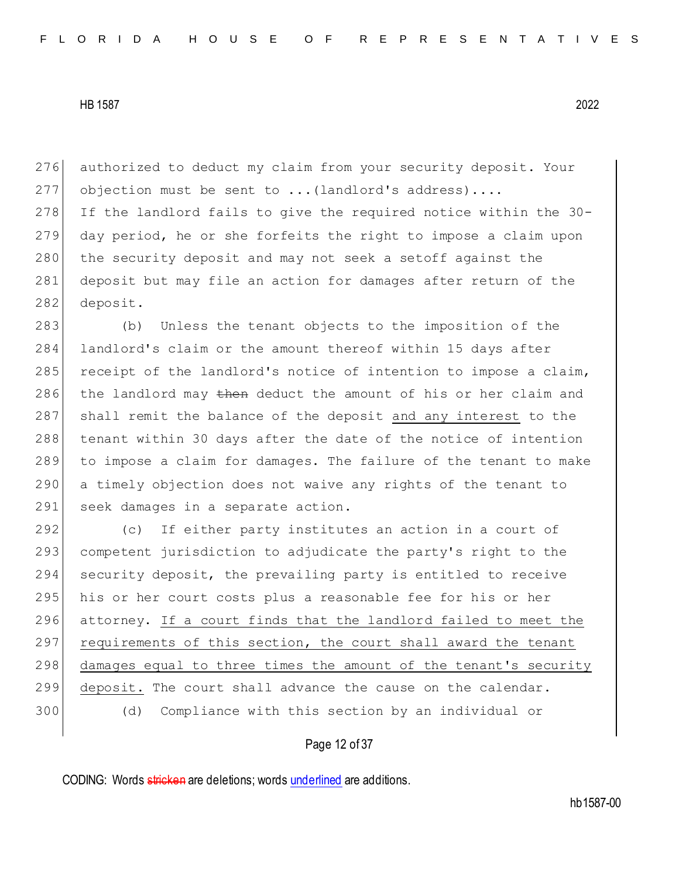authorized to deduct my claim from your security deposit. Your objection must be sent to ...(landlord's address)....

If the landlord fails to give the required notice within the 30-day period, he or she forfeits the right to impose a claim upon the security deposit and may not seek a setoff against the deposit but may file an action for damages after return of the deposit.

(b) Unless the tenant objects to the imposition of the landlord's claim or the amount thereof within 15 days after receipt of the landlord's notice of intention to impose a claim, the landlord may ~~then~~ deduct the amount of his or her claim and shall remit the balance of the deposit <u>and any interest</u> to the tenant within 30 days after the date of the notice of intention to impose a claim for damages. The failure of the tenant to make a timely objection does not waive any rights of the tenant to seek damages in a separate action.

(c) If either party institutes an action in a court of competent jurisdiction to adjudicate the party's right to the security deposit, the prevailing party is entitled to receive his or her court costs plus a reasonable fee for his or her attorney. <u>If a court finds that the landlord failed to meet the requirements of this section, the court shall award the tenant damages equal to three times the amount of the tenant's security deposit.</u> The court shall advance the cause on the calendar.

(d) Compliance with this section by an individual or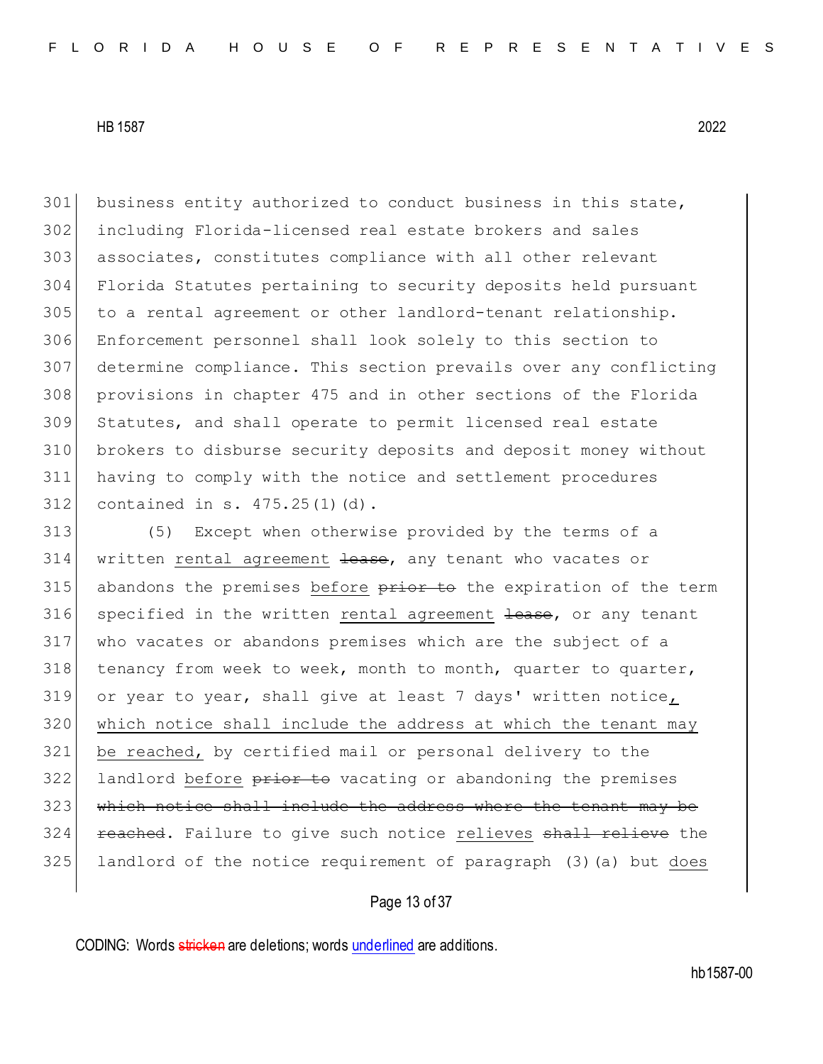301 business entity authorized to conduct business in this state,
302 including Florida-licensed real estate brokers and sales
303 associates, constitutes compliance with all other relevant
304 Florida Statutes pertaining to security deposits held pursuant
305 to a rental agreement or other landlord-tenant relationship.
306 Enforcement personnel shall look solely to this section to
307 determine compliance. This section prevails over any conflicting
308 provisions in chapter 475 and in other sections of the Florida
309 Statutes, and shall operate to permit licensed real estate
310 brokers to disburse security deposits and deposit money without
311 having to comply with the notice and settlement procedures
312 contained in s. 475.25(1)(d).

313 (5) Except when otherwise provided by the terms of a
314 written rental agreement ~~lease~~, any tenant who vacates or
315 abandons the premises before ~~prior to~~ the expiration of the term
316 specified in the written rental agreement ~~lease~~, or any tenant
317 who vacates or abandons premises which are the subject of a
318 tenancy from week to week, month to month, quarter to quarter,
319 or year to year, shall give at least 7 days' written notice,
320 which notice shall include the address at which the tenant may
321 be reached, by certified mail or personal delivery to the
322 landlord before ~~prior to~~ vacating or abandoning the premises
323 ~~which notice shall include the address where the tenant may be~~
324 ~~reached~~. Failure to give such notice relieves ~~shall relieve~~ the
325 landlord of the notice requirement of paragraph (3)(a) but does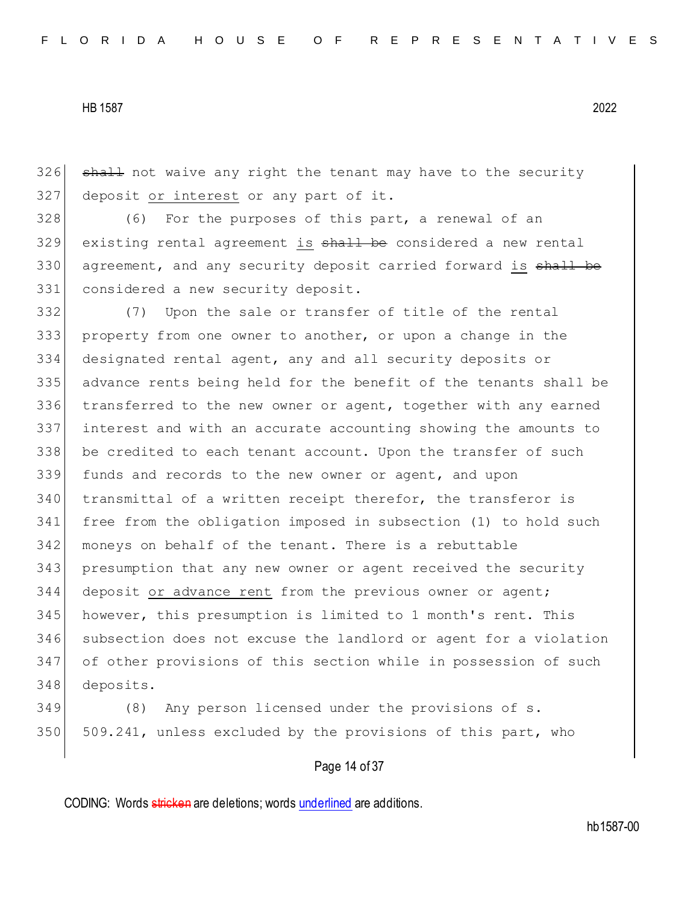~~shall~~ not waive any right the tenant may have to the security deposit <u>or interest</u> or any part of it.

(6) For the purposes of this part, a renewal of an existing rental agreement <u>is</u> ~~shall be~~ considered a new rental agreement, and any security deposit carried forward <u>is</u> ~~shall be~~ considered a new security deposit.

(7) Upon the sale or transfer of title of the rental property from one owner to another, or upon a change in the designated rental agent, any and all security deposits or advance rents being held for the benefit of the tenants shall be transferred to the new owner or agent, together with any earned interest and with an accurate accounting showing the amounts to be credited to each tenant account. Upon the transfer of such funds and records to the new owner or agent, and upon transmittal of a written receipt therefor, the transferor is free from the obligation imposed in subsection (1) to hold such moneys on behalf of the tenant. There is a rebuttable presumption that any new owner or agent received the security deposit <u>or advance rent</u> from the previous owner or agent; however, this presumption is limited to 1 month's rent. This subsection does not excuse the landlord or agent for a violation of other provisions of this section while in possession of such deposits.

(8) Any person licensed under the provisions of s. 509.241, unless excluded by the provisions of this part, who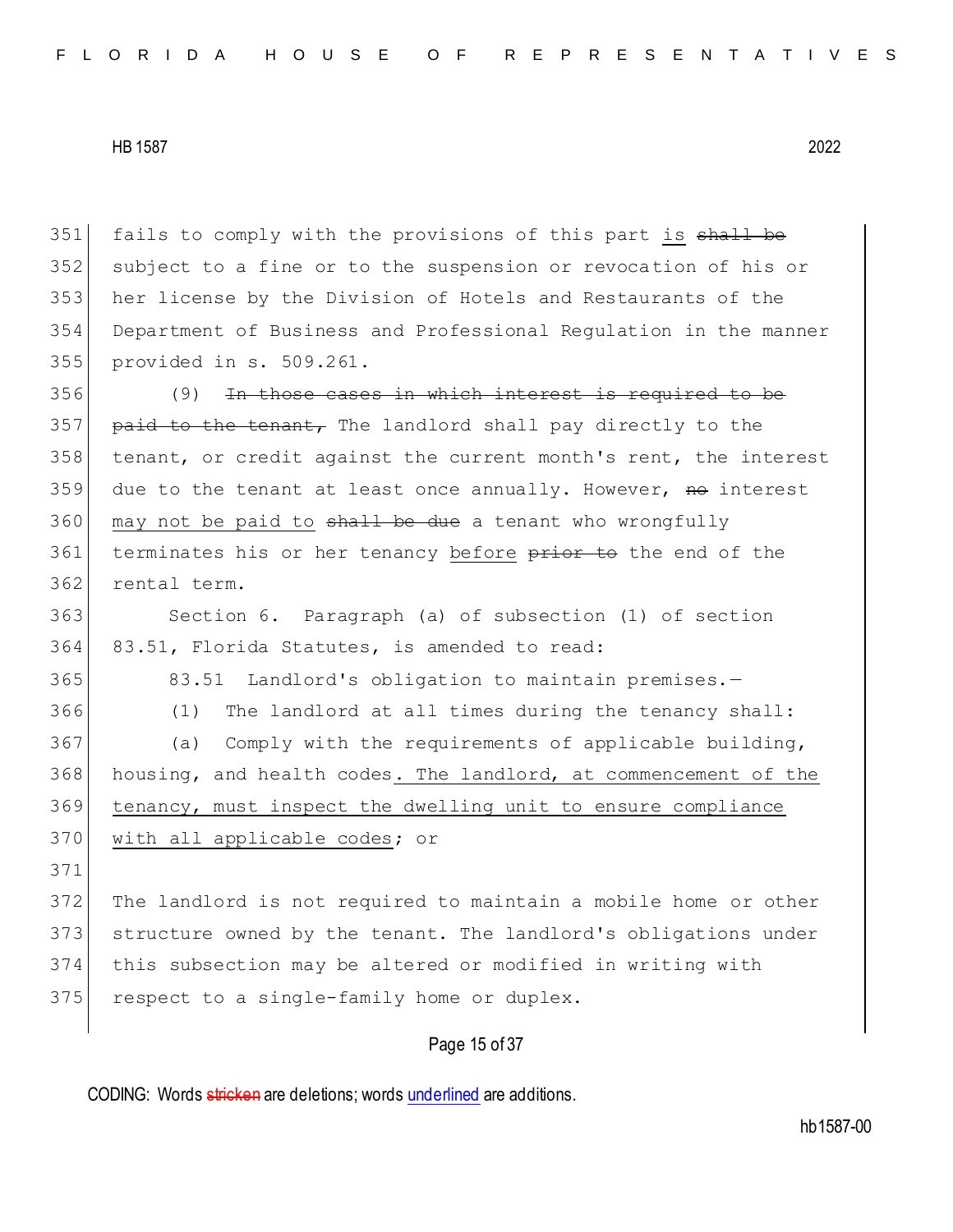351 fails to comply with the provisions of this part <u>is</u> ~~shall be~~
352 subject to a fine or to the suspension or revocation of his or
353 her license by the Division of Hotels and Restaurants of the
354 Department of Business and Professional Regulation in the manner
355 provided in s. 509.261.

356 (9) ~~In those cases in which interest is required to be~~
357 ~~paid to the tenant,~~ The landlord shall pay directly to the
358 tenant, or credit against the current month's rent, the interest
359 due to the tenant at least once annually. However, ~~no~~ interest
360 <u>may not be paid to</u> ~~shall be due~~ a tenant who wrongfully
361 terminates his or her tenancy <u>before</u> ~~prior to~~ the end of the
362 rental term.

363 Section 6. Paragraph (a) of subsection (1) of section
364 83.51, Florida Statutes, is amended to read:

365 83.51 Landlord's obligation to maintain premises.—

366 (1) The landlord at all times during the tenancy shall:

367 (a) Comply with the requirements of applicable building,
368 housing, and health codes<u>. The landlord, at commencement of the</u>
369 <u>tenancy, must inspect the dwelling unit to ensure compliance</u>
370 <u>with all applicable codes</u>; or

371

372 The landlord is not required to maintain a mobile home or other
373 structure owned by the tenant. The landlord's obligations under
374 this subsection may be altered or modified in writing with
375 respect to a single-family home or duplex.

CODING: Words ~~stricken~~ are deletions; words <u>underlined</u> are additions.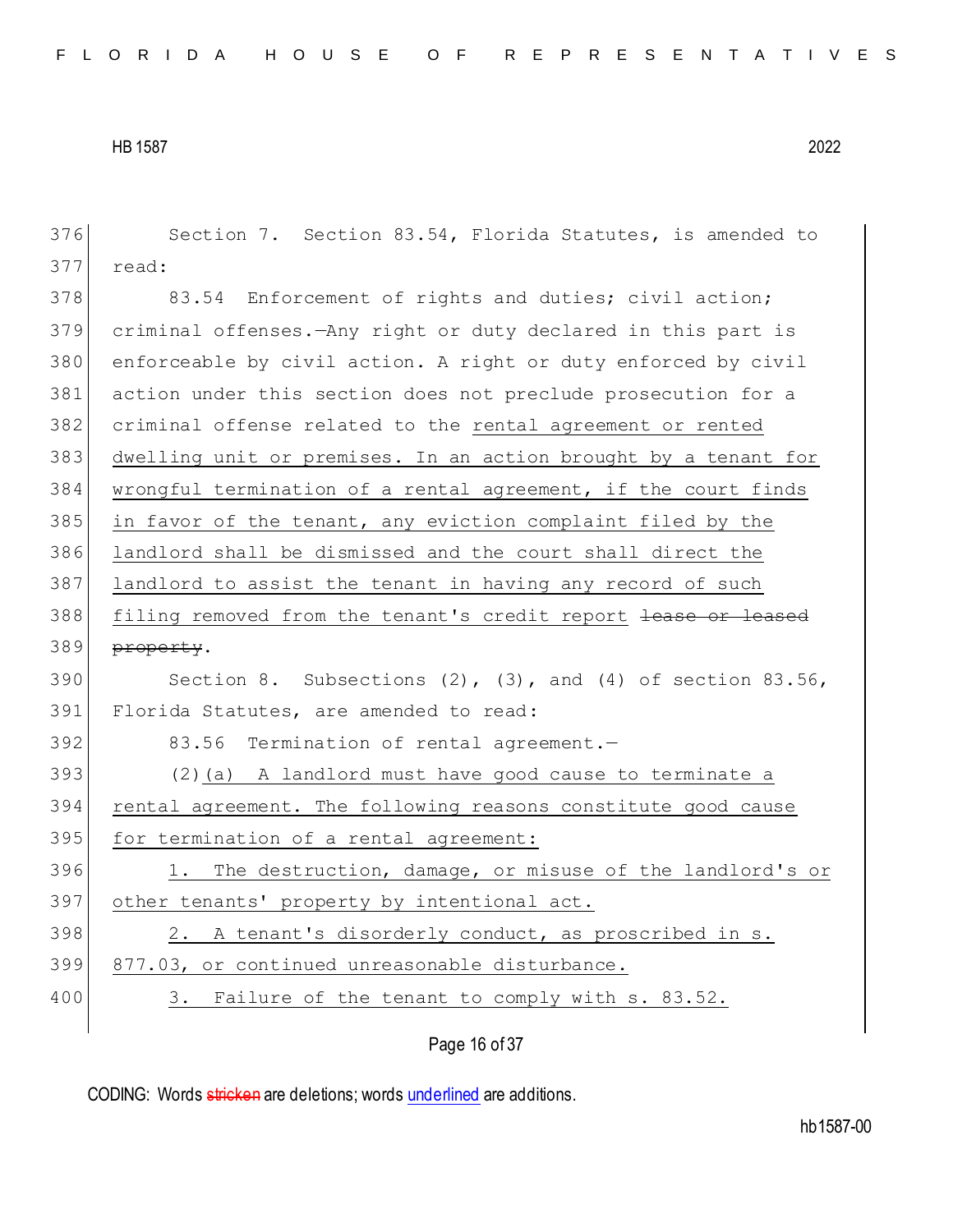Section 7. Section 83.54, Florida Statutes, is amended to read:

83.54 Enforcement of rights and duties; civil action; criminal offenses.—Any right or duty declared in this part is enforceable by civil action. A right or duty enforced by civil action under this section does not preclude prosecution for a criminal offense related to the rental agreement or rented dwelling unit or premises. In an action brought by a tenant for wrongful termination of a rental agreement, if the court finds in favor of the tenant, any eviction complaint filed by the landlord shall be dismissed and the court shall direct the landlord to assist the tenant in having any record of such filing removed from the tenant's credit report ~~lease or leased property~~.

Section 8. Subsections (2), (3), and (4) of section 83.56, Florida Statutes, are amended to read:

83.56 Termination of rental agreement.—

(2)(a) A landlord must have good cause to terminate a rental agreement. The following reasons constitute good cause for termination of a rental agreement:

1. The destruction, damage, or misuse of the landlord's or other tenants' property by intentional act.

2. A tenant's disorderly conduct, as proscribed in s. 877.03, or continued unreasonable disturbance.

3. Failure of the tenant to comply with s. 83.52.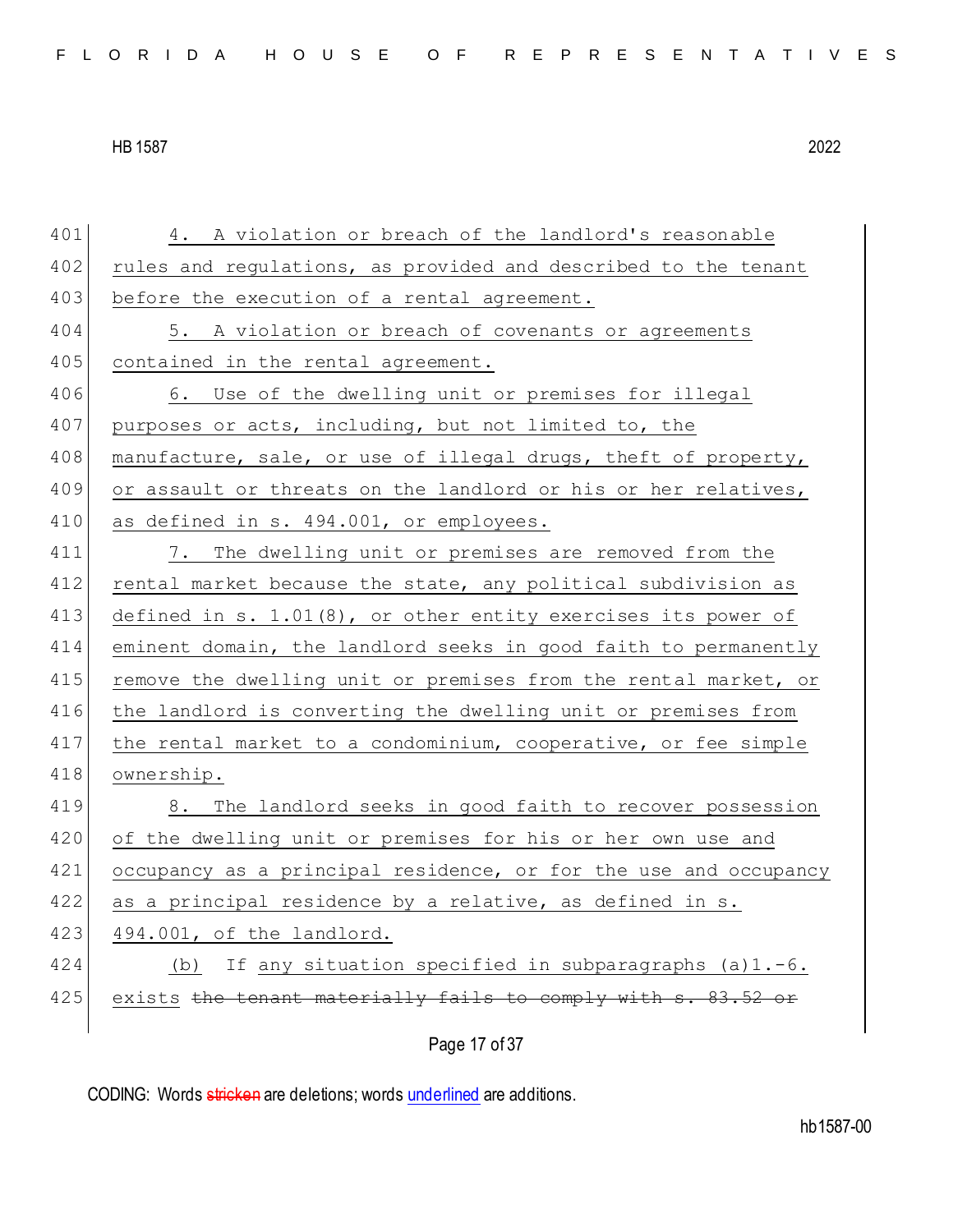401 4. A violation or breach of the landlord's reasonable
402 rules and regulations, as provided and described to the tenant
403 before the execution of a rental agreement.

404 5. A violation or breach of covenants or agreements
405 contained in the rental agreement.

406 6. Use of the dwelling unit or premises for illegal
407 purposes or acts, including, but not limited to, the
408 manufacture, sale, or use of illegal drugs, theft of property,
409 or assault or threats on the landlord or his or her relatives,
410 as defined in s. 494.001, or employees.

411 7. The dwelling unit or premises are removed from the
412 rental market because the state, any political subdivision as
413 defined in s. 1.01(8), or other entity exercises its power of
414 eminent domain, the landlord seeks in good faith to permanently
415 remove the dwelling unit or premises from the rental market, or
416 the landlord is converting the dwelling unit or premises from
417 the rental market to a condominium, cooperative, or fee simple
418 ownership.

419 8. The landlord seeks in good faith to recover possession
420 of the dwelling unit or premises for his or her own use and
421 occupancy as a principal residence, or for the use and occupancy
422 as a principal residence by a relative, as defined in s.
423 494.001, of the landlord.

424 (b) If any situation specified in subparagraphs (a)1.-6.
425 exists ~~the tenant materially fails to comply with s. 83.52 or~~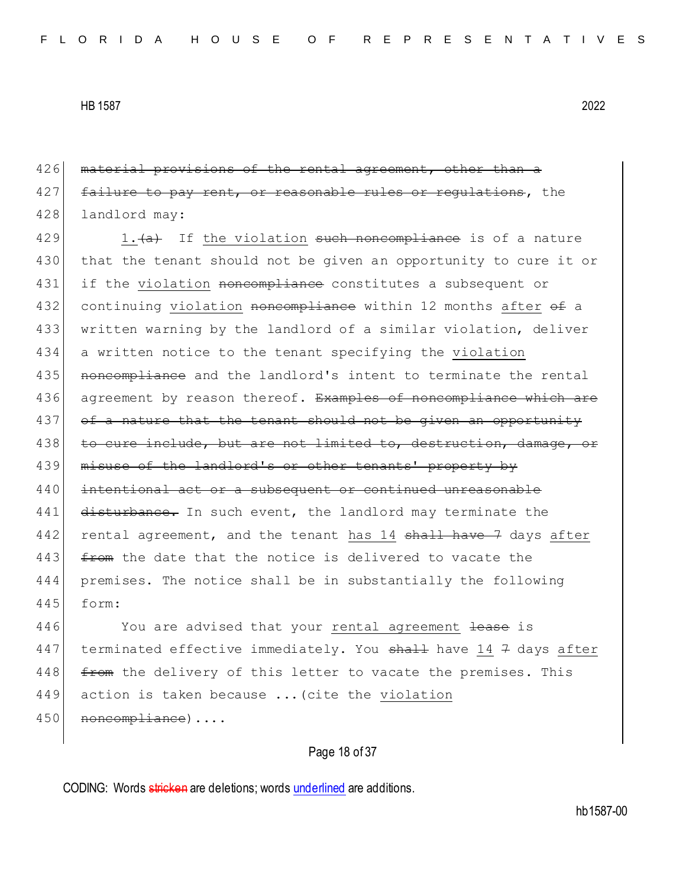~~material provisions of the rental agreement, other than a failure to pay rent, or reasonable rules or regulations~~, the landlord may:

1.~~(a)~~ If the violation ~~such noncompliance~~ is of a nature that the tenant should not be given an opportunity to cure it or if the violation ~~noncompliance~~ constitutes a subsequent or continuing violation ~~noncompliance~~ within 12 months after ~~of~~ a written warning by the landlord of a similar violation, deliver a written notice to the tenant specifying the violation ~~noncompliance~~ and the landlord's intent to terminate the rental agreement by reason thereof. ~~Examples of noncompliance which are of a nature that the tenant should not be given an opportunity to cure include, but are not limited to, destruction, damage, or misuse of the landlord's or other tenants' property by intentional act or a subsequent or continued unreasonable disturbance.~~ In such event, the landlord may terminate the rental agreement, and the tenant has 14 ~~shall have 7~~ days after ~~from~~ the date that the notice is delivered to vacate the premises. The notice shall be in substantially the following form:

You are advised that your rental agreement ~~lease~~ is terminated effective immediately. You ~~shall~~ have 14 ~~7~~ days after ~~from~~ the delivery of this letter to vacate the premises. This action is taken because ...(cite the violation ~~noncompliance~~)....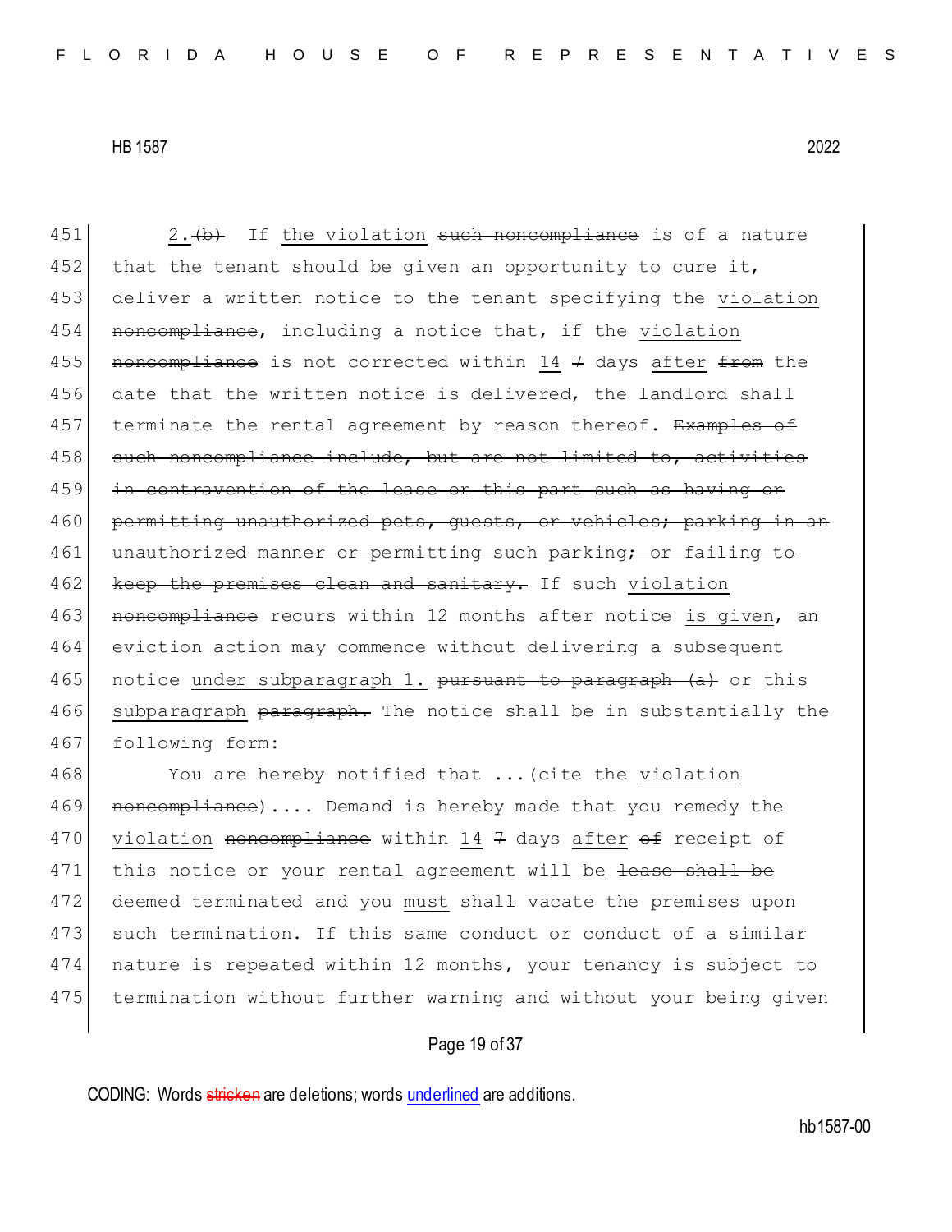451 2.~~(b)~~ If the violation ~~such noncompliance~~ is of a nature
452 that the tenant should be given an opportunity to cure it,
453 deliver a written notice to the tenant specifying the violation
454 ~~noncompliance~~, including a notice that, if the violation
455 ~~noncompliance~~ is not corrected within 14 ~~7~~ days after ~~from~~ the
456 date that the written notice is delivered, the landlord shall
457 terminate the rental agreement by reason thereof. ~~Examples of~~
458 ~~such noncompliance include, but are not limited to, activities~~
459 ~~in contravention of the lease or this part such as having or~~
460 ~~permitting unauthorized pets, guests, or vehicles; parking in an~~
461 ~~unauthorized manner or permitting such parking; or failing to~~
462 ~~keep the premises clean and sanitary.~~ If such violation
463 ~~noncompliance~~ recurs within 12 months after notice is given, an
464 eviction action may commence without delivering a subsequent
465 notice under subparagraph 1. ~~pursuant to paragraph (a)~~ or this
466 subparagraph ~~paragraph.~~ The notice shall be in substantially the
467 following form:

468 You are hereby notified that ...(cite the violation
469 ~~noncompliance~~).... Demand is hereby made that you remedy the
470 violation ~~noncompliance~~ within 14 ~~7~~ days after ~~of~~ receipt of
471 this notice or your rental agreement will be ~~lease shall be~~
472 ~~deemed~~ terminated and you must ~~shall~~ vacate the premises upon
473 such termination. If this same conduct or conduct of a similar
474 nature is repeated within 12 months, your tenancy is subject to
475 termination without further warning and without your being given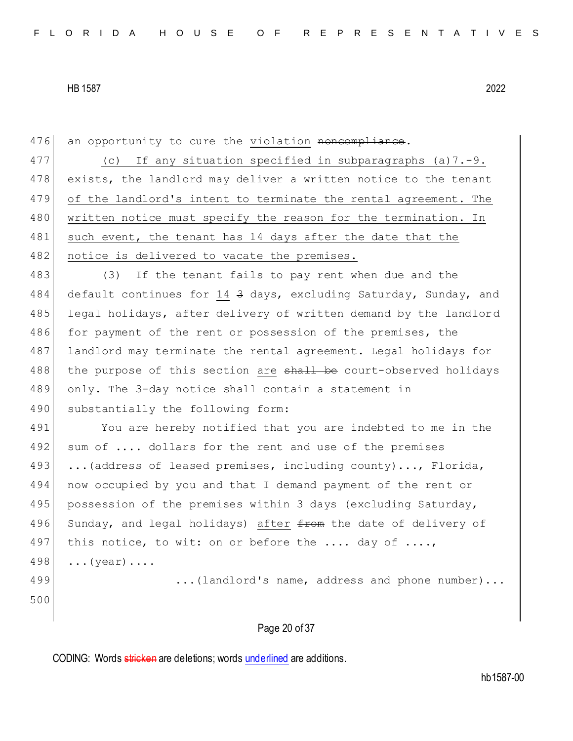an opportunity to cure the violation ~~noncompliance~~.

(c) If any situation specified in subparagraphs (a)7.-9. exists, the landlord may deliver a written notice to the tenant of the landlord's intent to terminate the rental agreement. The written notice must specify the reason for the termination. In such event, the tenant has 14 days after the date that the notice is delivered to vacate the premises.

(3) If the tenant fails to pay rent when due and the default continues for 14 ~~3~~ days, excluding Saturday, Sunday, and legal holidays, after delivery of written demand by the landlord for payment of the rent or possession of the premises, the landlord may terminate the rental agreement. Legal holidays for the purpose of this section are ~~shall be~~ court-observed holidays only. The 3-day notice shall contain a statement in substantially the following form:

You are hereby notified that you are indebted to me in the sum of .... dollars for the rent and use of the premises ...(address of leased premises, including county)..., Florida, now occupied by you and that I demand payment of the rent or possession of the premises within 3 days (excluding Saturday, Sunday, and legal holidays) after ~~from~~ the date of delivery of this notice, to wit: on or before the .... day of ...., ...(year)....

...(landlord's name, address and phone number)...

CODING: Words ~~stricken~~ are deletions; words underlined are additions.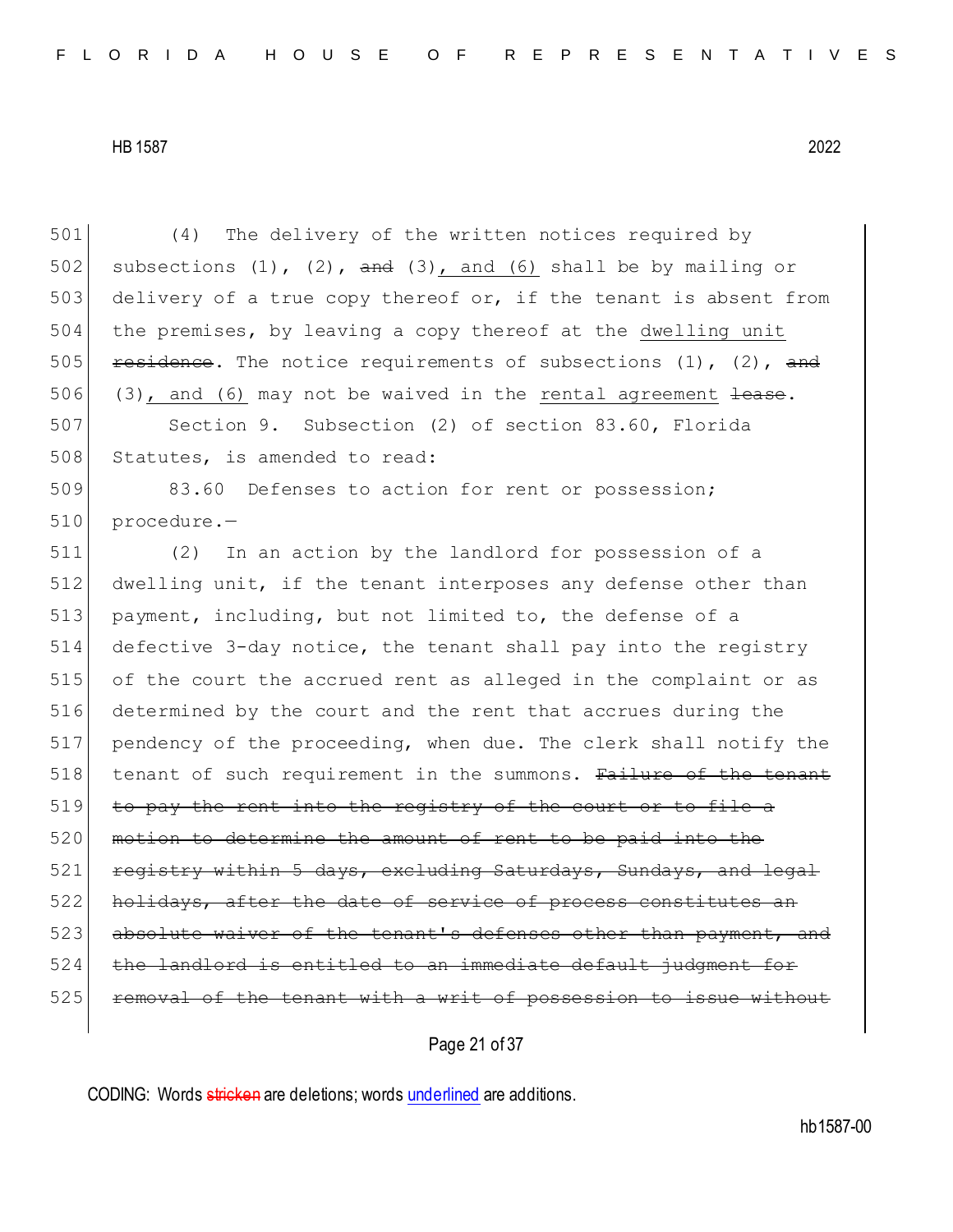(4) The delivery of the written notices required by subsections (1), (2), ~~and~~ (3), and (6) shall be by mailing or delivery of a true copy thereof or, if the tenant is absent from the premises, by leaving a copy thereof at the dwelling unit ~~residence~~. The notice requirements of subsections (1), (2), ~~and~~ (3), and (6) may not be waived in the rental agreement ~~lease~~.

Section 9. Subsection (2) of section 83.60, Florida Statutes, is amended to read:

83.60 Defenses to action for rent or possession; procedure.—

(2) In an action by the landlord for possession of a dwelling unit, if the tenant interposes any defense other than payment, including, but not limited to, the defense of a defective 3-day notice, the tenant shall pay into the registry of the court the accrued rent as alleged in the complaint or as determined by the court and the rent that accrues during the pendency of the proceeding, when due. The clerk shall notify the tenant of such requirement in the summons. ~~Failure of the tenant to pay the rent into the registry of the court or to file a motion to determine the amount of rent to be paid into the registry within 5 days, excluding Saturdays, Sundays, and legal holidays, after the date of service of process constitutes an absolute waiver of the tenant's defenses other than payment, and the landlord is entitled to an immediate default judgment for removal of the tenant with a writ of possession to issue without~~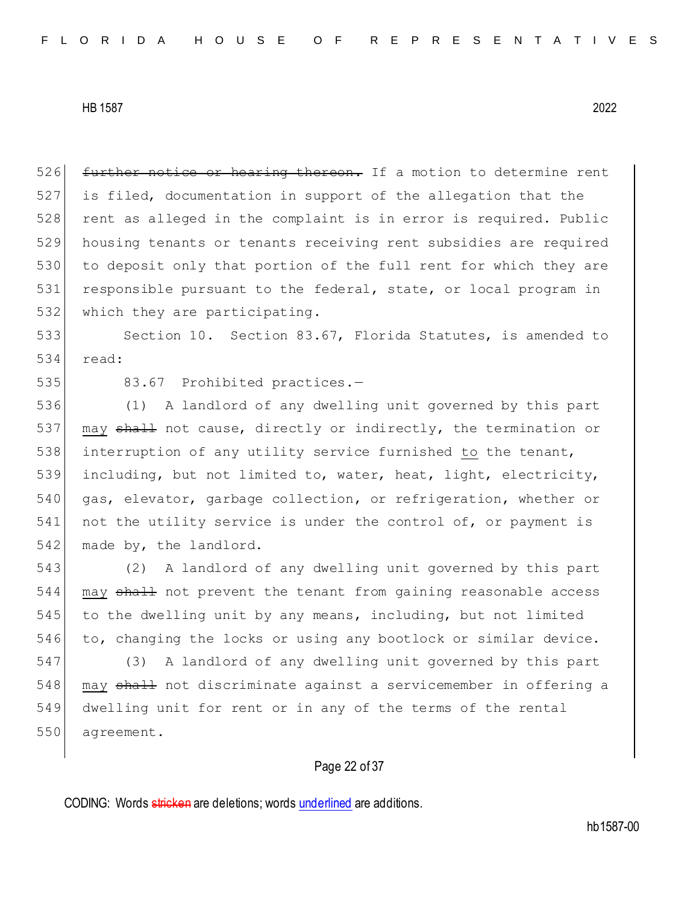~~further notice or hearing thereon.~~ If a motion to determine rent is filed, documentation in support of the allegation that the rent as alleged in the complaint is in error is required. Public housing tenants or tenants receiving rent subsidies are required to deposit only that portion of the full rent for which they are responsible pursuant to the federal, state, or local program in which they are participating.

Section 10. Section 83.67, Florida Statutes, is amended to read:

83.67 Prohibited practices.—

(1) A landlord of any dwelling unit governed by this part <u>may</u> ~~shall~~ not cause, directly or indirectly, the termination or interruption of any utility service furnished <u>to</u> the tenant, including, but not limited to, water, heat, light, electricity, gas, elevator, garbage collection, or refrigeration, whether or not the utility service is under the control of, or payment is made by, the landlord.

(2) A landlord of any dwelling unit governed by this part <u>may</u> ~~shall~~ not prevent the tenant from gaining reasonable access to the dwelling unit by any means, including, but not limited to, changing the locks or using any bootlock or similar device.

(3) A landlord of any dwelling unit governed by this part <u>may</u> ~~shall~~ not discriminate against a servicemember in offering a dwelling unit for rent or in any of the terms of the rental agreement.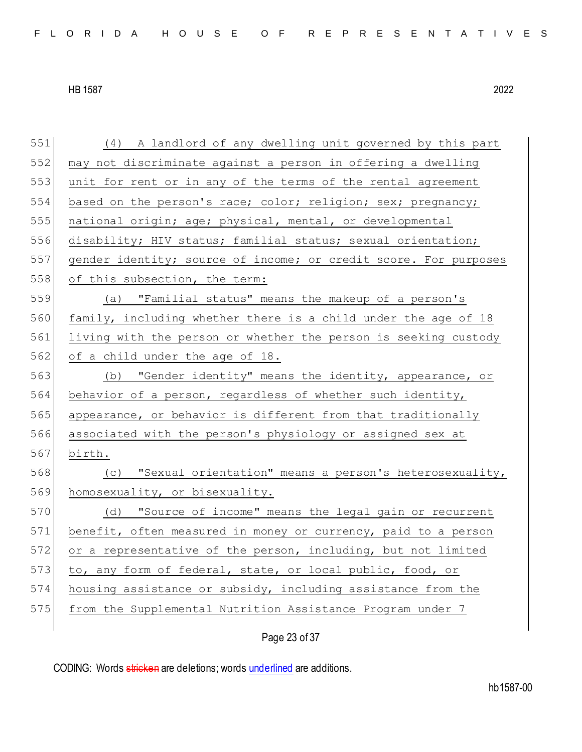551 (4) A landlord of any dwelling unit governed by this part
552 may not discriminate against a person in offering a dwelling
553 unit for rent or in any of the terms of the rental agreement
554 based on the person's race; color; religion; sex; pregnancy;
555 national origin; age; physical, mental, or developmental
556 disability; HIV status; familial status; sexual orientation;
557 gender identity; source of income; or credit score. For purposes
558 of this subsection, the term:

559 (a) "Familial status" means the makeup of a person's
560 family, including whether there is a child under the age of 18
561 living with the person or whether the person is seeking custody
562 of a child under the age of 18.

563 (b) "Gender identity" means the identity, appearance, or
564 behavior of a person, regardless of whether such identity,
565 appearance, or behavior is different from that traditionally
566 associated with the person's physiology or assigned sex at
567 birth.

568 (c) "Sexual orientation" means a person's heterosexuality,
569 homosexuality, or bisexuality.

570 (d) "Source of income" means the legal gain or recurrent
571 benefit, often measured in money or currency, paid to a person
572 or a representative of the person, including, but not limited
573 to, any form of federal, state, or local public, food, or
574 housing assistance or subsidy, including assistance from the
575 from the Supplemental Nutrition Assistance Program under 7

CODING: Words stricken are deletions; words underlined are additions.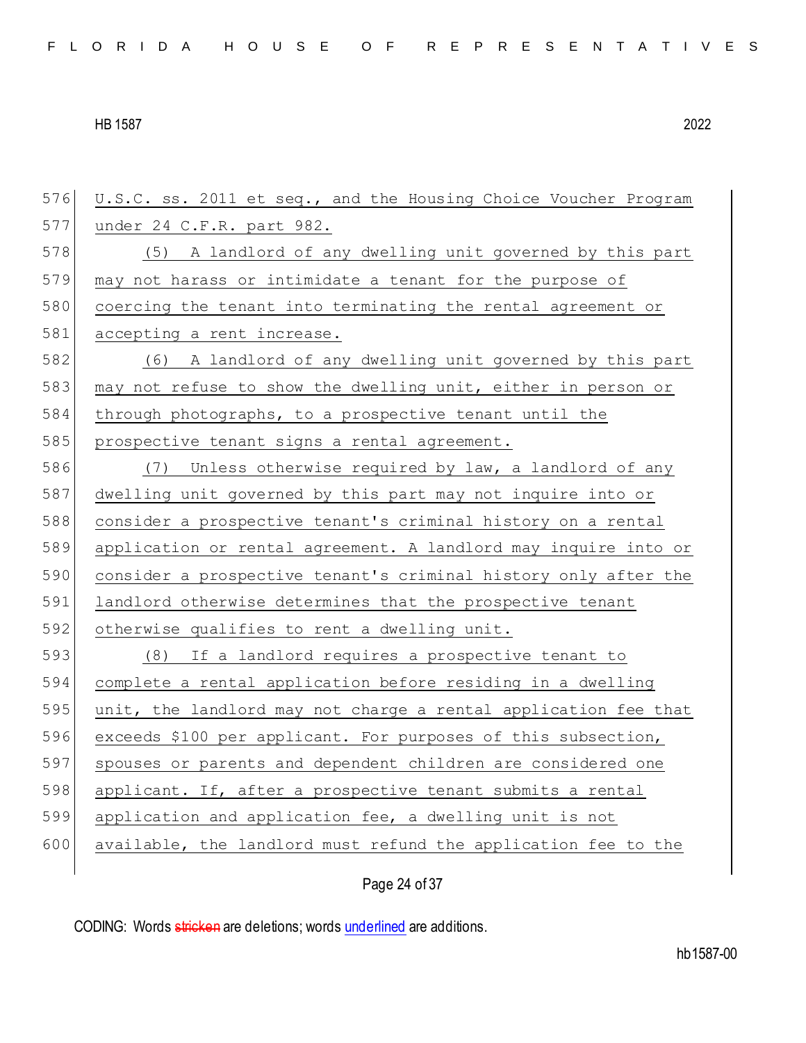U.S.C. ss. 2011 et seq., and the Housing Choice Voucher Program under 24 C.F.R. part 982.

(5) A landlord of any dwelling unit governed by this part may not harass or intimidate a tenant for the purpose of coercing the tenant into terminating the rental agreement or accepting a rent increase.

(6) A landlord of any dwelling unit governed by this part may not refuse to show the dwelling unit, either in person or through photographs, to a prospective tenant until the prospective tenant signs a rental agreement.

(7) Unless otherwise required by law, a landlord of any dwelling unit governed by this part may not inquire into or consider a prospective tenant's criminal history on a rental application or rental agreement. A landlord may inquire into or consider a prospective tenant's criminal history only after the landlord otherwise determines that the prospective tenant otherwise qualifies to rent a dwelling unit.

(8) If a landlord requires a prospective tenant to complete a rental application before residing in a dwelling unit, the landlord may not charge a rental application fee that exceeds $100 per applicant. For purposes of this subsection, spouses or parents and dependent children are considered one applicant. If, after a prospective tenant submits a rental application and application fee, a dwelling unit is not available, the landlord must refund the application fee to the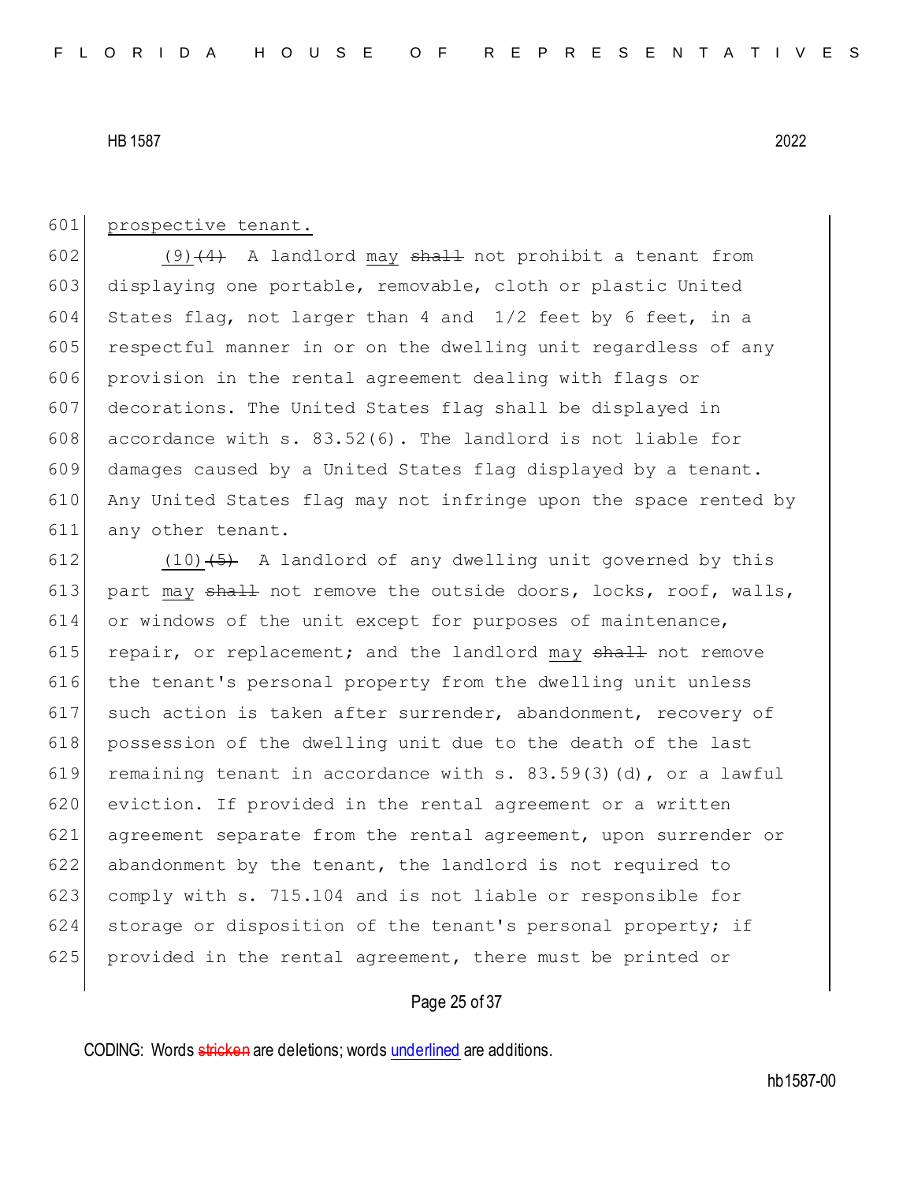prospective tenant.

(9)~~(4)~~ A landlord may ~~shall~~ not prohibit a tenant from displaying one portable, removable, cloth or plastic United States flag, not larger than 4 and 1/2 feet by 6 feet, in a respectful manner in or on the dwelling unit regardless of any provision in the rental agreement dealing with flags or decorations. The United States flag shall be displayed in accordance with s. 83.52(6). The landlord is not liable for damages caused by a United States flag displayed by a tenant. Any United States flag may not infringe upon the space rented by any other tenant.

(10)~~(5)~~ A landlord of any dwelling unit governed by this part may ~~shall~~ not remove the outside doors, locks, roof, walls, or windows of the unit except for purposes of maintenance, repair, or replacement; and the landlord may ~~shall~~ not remove the tenant's personal property from the dwelling unit unless such action is taken after surrender, abandonment, recovery of possession of the dwelling unit due to the death of the last remaining tenant in accordance with s. 83.59(3)(d), or a lawful eviction. If provided in the rental agreement or a written agreement separate from the rental agreement, upon surrender or abandonment by the tenant, the landlord is not required to comply with s. 715.104 and is not liable or responsible for storage or disposition of the tenant's personal property; if provided in the rental agreement, there must be printed or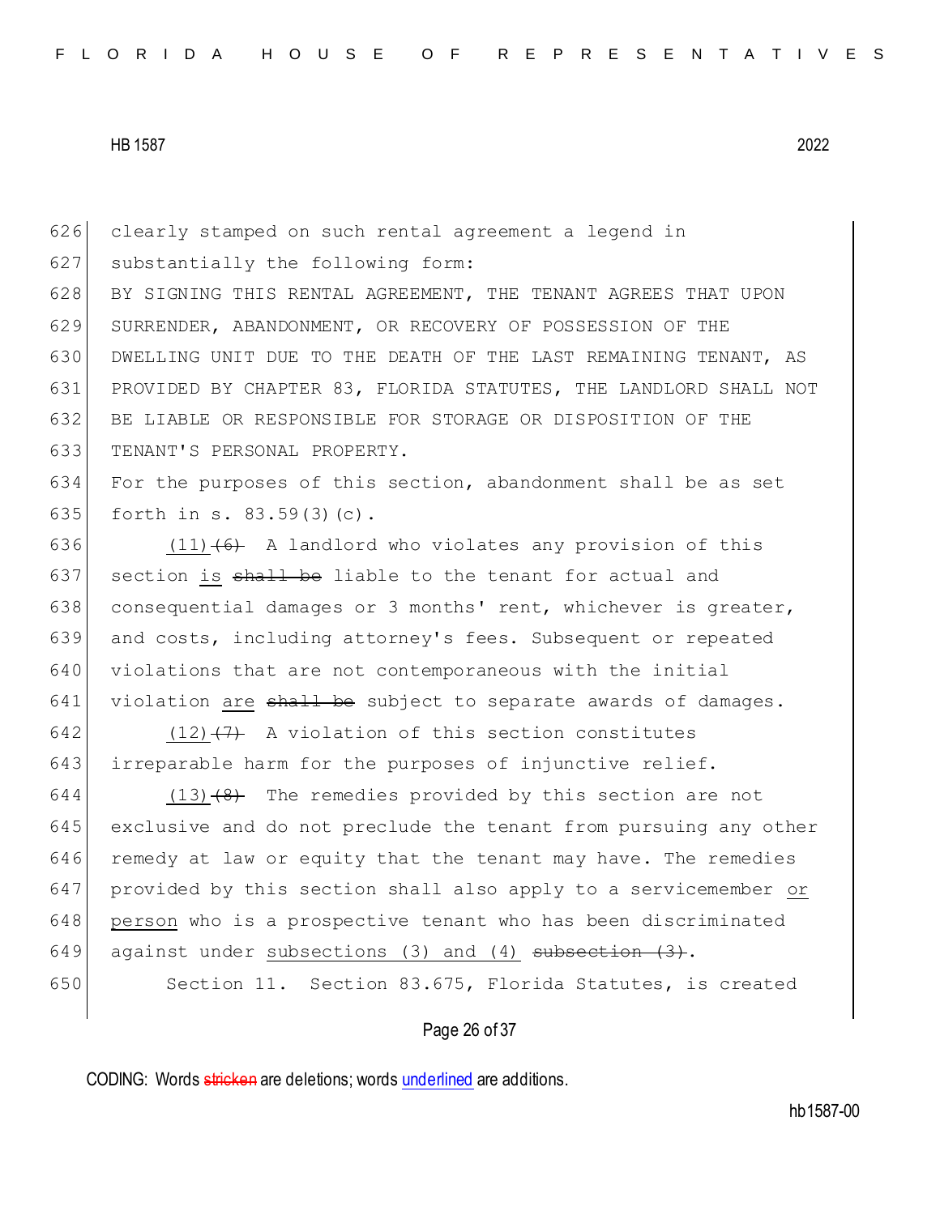clearly stamped on such rental agreement a legend in substantially the following form:

BY SIGNING THIS RENTAL AGREEMENT, THE TENANT AGREES THAT UPON SURRENDER, ABANDONMENT, OR RECOVERY OF POSSESSION OF THE DWELLING UNIT DUE TO THE DEATH OF THE LAST REMAINING TENANT, AS PROVIDED BY CHAPTER 83, FLORIDA STATUTES, THE LANDLORD SHALL NOT BE LIABLE OR RESPONSIBLE FOR STORAGE OR DISPOSITION OF THE TENANT'S PERSONAL PROPERTY.

For the purposes of this section, abandonment shall be as set forth in s. 83.59(3)(c).

<u>(11)</u>~~(6)~~ A landlord who violates any provision of this section <u>is</u> ~~shall be~~ liable to the tenant for actual and consequential damages or 3 months' rent, whichever is greater, and costs, including attorney's fees. Subsequent or repeated violations that are not contemporaneous with the initial violation <u>are</u> ~~shall be~~ subject to separate awards of damages.

<u>(12)</u>~~(7)~~ A violation of this section constitutes irreparable harm for the purposes of injunctive relief.

<u>(13)</u>~~(8)~~ The remedies provided by this section are not exclusive and do not preclude the tenant from pursuing any other remedy at law or equity that the tenant may have. The remedies provided by this section shall also apply to a servicemember <u>or person</u> who is a prospective tenant who has been discriminated against under <u>subsections (3) and (4)</u> ~~subsection (3)~~.

Section 11. Section 83.675, Florida Statutes, is created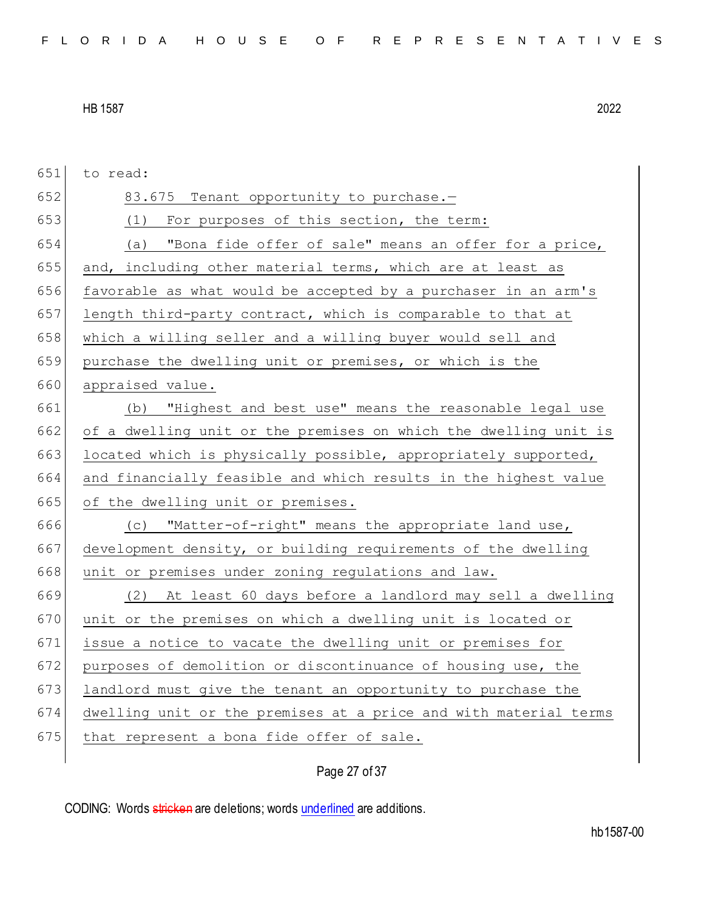to read:

83.675 Tenant opportunity to purchase.—

(1) For purposes of this section, the term:

(a) "Bona fide offer of sale" means an offer for a price, and, including other material terms, which are at least as favorable as what would be accepted by a purchaser in an arm's length third-party contract, which is comparable to that at which a willing seller and a willing buyer would sell and purchase the dwelling unit or premises, or which is the appraised value.

(b) "Highest and best use" means the reasonable legal use of a dwelling unit or the premises on which the dwelling unit is located which is physically possible, appropriately supported, and financially feasible and which results in the highest value of the dwelling unit or premises.

(c) "Matter-of-right" means the appropriate land use, development density, or building requirements of the dwelling unit or premises under zoning regulations and law.

(2) At least 60 days before a landlord may sell a dwelling unit or the premises on which a dwelling unit is located or issue a notice to vacate the dwelling unit or premises for purposes of demolition or discontinuance of housing use, the landlord must give the tenant an opportunity to purchase the dwelling unit or the premises at a price and with material terms that represent a bona fide offer of sale.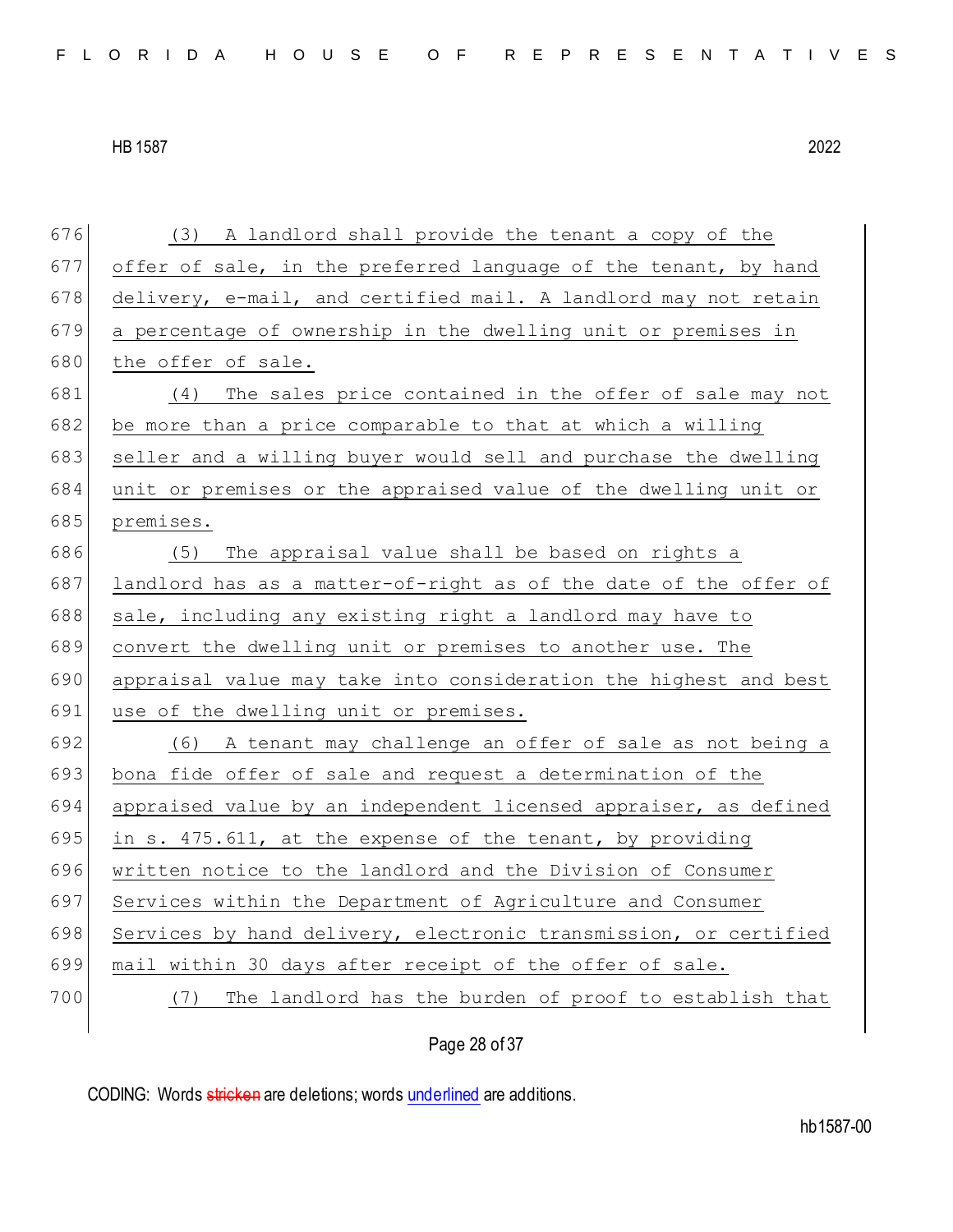(3) A landlord shall provide the tenant a copy of the offer of sale, in the preferred language of the tenant, by hand delivery, e-mail, and certified mail. A landlord may not retain a percentage of ownership in the dwelling unit or premises in the offer of sale.

(4) The sales price contained in the offer of sale may not be more than a price comparable to that at which a willing seller and a willing buyer would sell and purchase the dwelling unit or premises or the appraised value of the dwelling unit or premises.

(5) The appraisal value shall be based on rights a landlord has as a matter-of-right as of the date of the offer of sale, including any existing right a landlord may have to convert the dwelling unit or premises to another use. The appraisal value may take into consideration the highest and best use of the dwelling unit or premises.

(6) A tenant may challenge an offer of sale as not being a bona fide offer of sale and request a determination of the appraised value by an independent licensed appraiser, as defined in s. 475.611, at the expense of the tenant, by providing written notice to the landlord and the Division of Consumer Services within the Department of Agriculture and Consumer Services by hand delivery, electronic transmission, or certified mail within 30 days after receipt of the offer of sale.

(7) The landlord has the burden of proof to establish that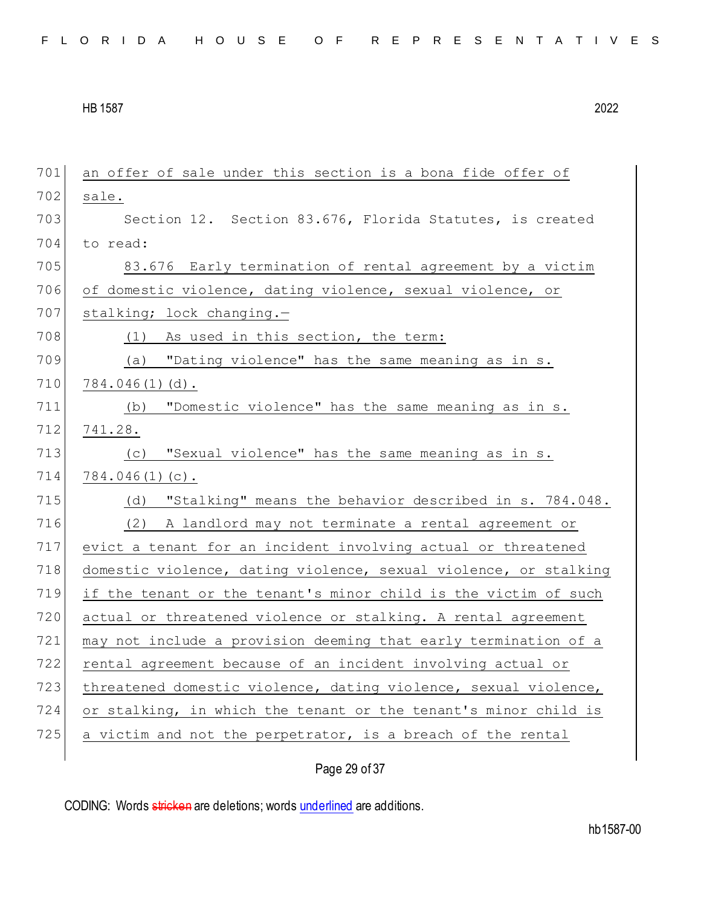an offer of sale under this section is a bona fide offer of sale.

Section 12. Section 83.676, Florida Statutes, is created to read:

83.676 Early termination of rental agreement by a victim of domestic violence, dating violence, sexual violence, or stalking; lock changing.—

(1) As used in this section, the term:

(a) "Dating violence" has the same meaning as in s. 784.046(1)(d).

(b) "Domestic violence" has the same meaning as in s. 741.28.

(c) "Sexual violence" has the same meaning as in s. 784.046(1)(c).

(d) "Stalking" means the behavior described in s. 784.048.

(2) A landlord may not terminate a rental agreement or evict a tenant for an incident involving actual or threatened domestic violence, dating violence, sexual violence, or stalking if the tenant or the tenant's minor child is the victim of such actual or threatened violence or stalking. A rental agreement may not include a provision deeming that early termination of a rental agreement because of an incident involving actual or threatened domestic violence, dating violence, sexual violence, or stalking, in which the tenant or the tenant's minor child is a victim and not the perpetrator, is a breach of the rental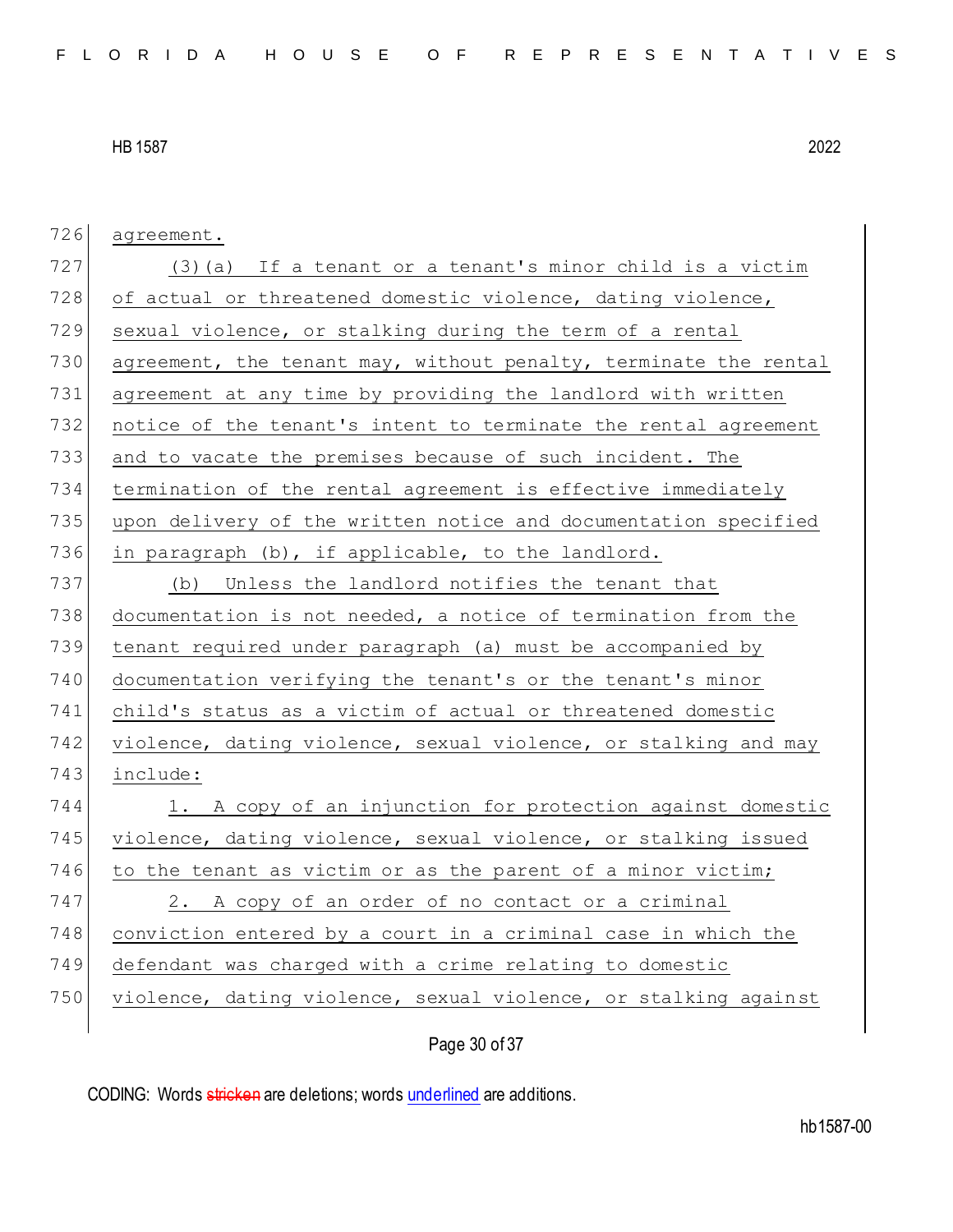agreement.

(3)(a) If a tenant or a tenant's minor child is a victim of actual or threatened domestic violence, dating violence, sexual violence, or stalking during the term of a rental agreement, the tenant may, without penalty, terminate the rental agreement at any time by providing the landlord with written notice of the tenant's intent to terminate the rental agreement and to vacate the premises because of such incident. The termination of the rental agreement is effective immediately upon delivery of the written notice and documentation specified in paragraph (b), if applicable, to the landlord.

(b) Unless the landlord notifies the tenant that documentation is not needed, a notice of termination from the tenant required under paragraph (a) must be accompanied by documentation verifying the tenant's or the tenant's minor child's status as a victim of actual or threatened domestic violence, dating violence, sexual violence, or stalking and may include:

1. A copy of an injunction for protection against domestic violence, dating violence, sexual violence, or stalking issued to the tenant as victim or as the parent of a minor victim;

2. A copy of an order of no contact or a criminal conviction entered by a court in a criminal case in which the defendant was charged with a crime relating to domestic violence, dating violence, sexual violence, or stalking against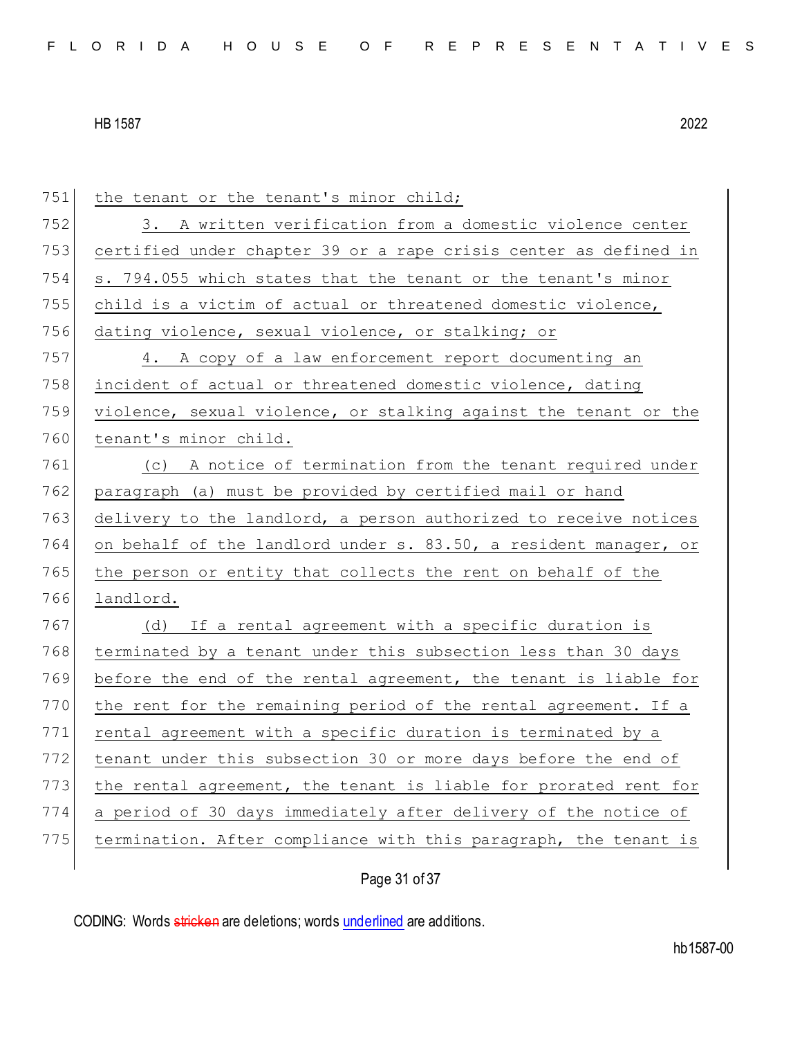the tenant or the tenant's minor child;

3. A written verification from a domestic violence center certified under chapter 39 or a rape crisis center as defined in s. 794.055 which states that the tenant or the tenant's minor child is a victim of actual or threatened domestic violence, dating violence, sexual violence, or stalking; or

4. A copy of a law enforcement report documenting an incident of actual or threatened domestic violence, dating violence, sexual violence, or stalking against the tenant or the tenant's minor child.

(c) A notice of termination from the tenant required under paragraph (a) must be provided by certified mail or hand delivery to the landlord, a person authorized to receive notices on behalf of the landlord under s. 83.50, a resident manager, or the person or entity that collects the rent on behalf of the landlord.

(d) If a rental agreement with a specific duration is terminated by a tenant under this subsection less than 30 days before the end of the rental agreement, the tenant is liable for the rent for the remaining period of the rental agreement. If a rental agreement with a specific duration is terminated by a tenant under this subsection 30 or more days before the end of the rental agreement, the tenant is liable for prorated rent for a period of 30 days immediately after delivery of the notice of termination. After compliance with this paragraph, the tenant is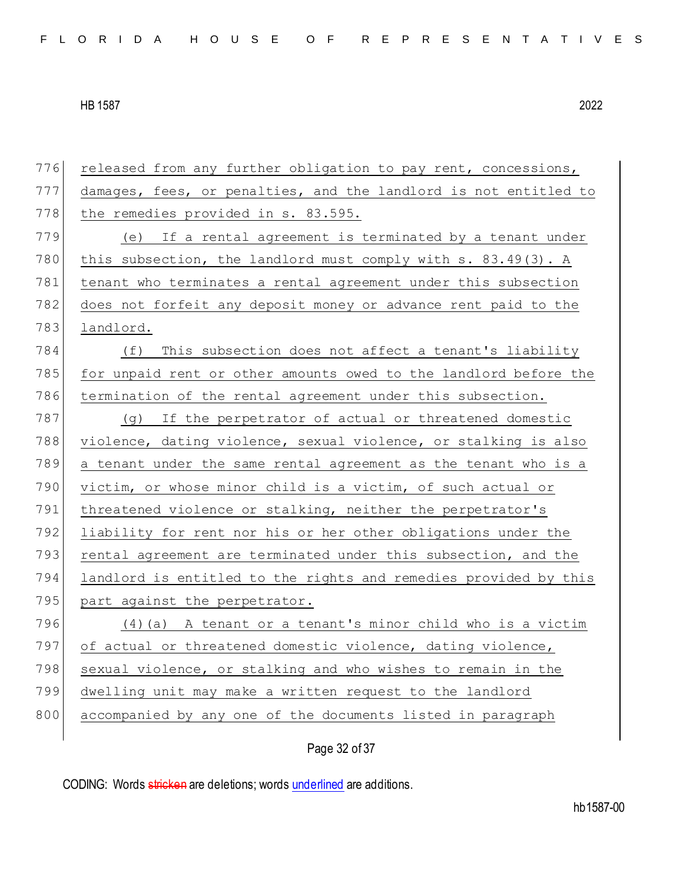released from any further obligation to pay rent, concessions, damages, fees, or penalties, and the landlord is not entitled to the remedies provided in s. 83.595.

(e) If a rental agreement is terminated by a tenant under this subsection, the landlord must comply with s. 83.49(3). A tenant who terminates a rental agreement under this subsection does not forfeit any deposit money or advance rent paid to the landlord.

(f) This subsection does not affect a tenant's liability for unpaid rent or other amounts owed to the landlord before the termination of the rental agreement under this subsection.

(g) If the perpetrator of actual or threatened domestic violence, dating violence, sexual violence, or stalking is also a tenant under the same rental agreement as the tenant who is a victim, or whose minor child is a victim, of such actual or threatened violence or stalking, neither the perpetrator's liability for rent nor his or her other obligations under the rental agreement are terminated under this subsection, and the landlord is entitled to the rights and remedies provided by this part against the perpetrator.

(4)(a) A tenant or a tenant's minor child who is a victim of actual or threatened domestic violence, dating violence, sexual violence, or stalking and who wishes to remain in the dwelling unit may make a written request to the landlord accompanied by any one of the documents listed in paragraph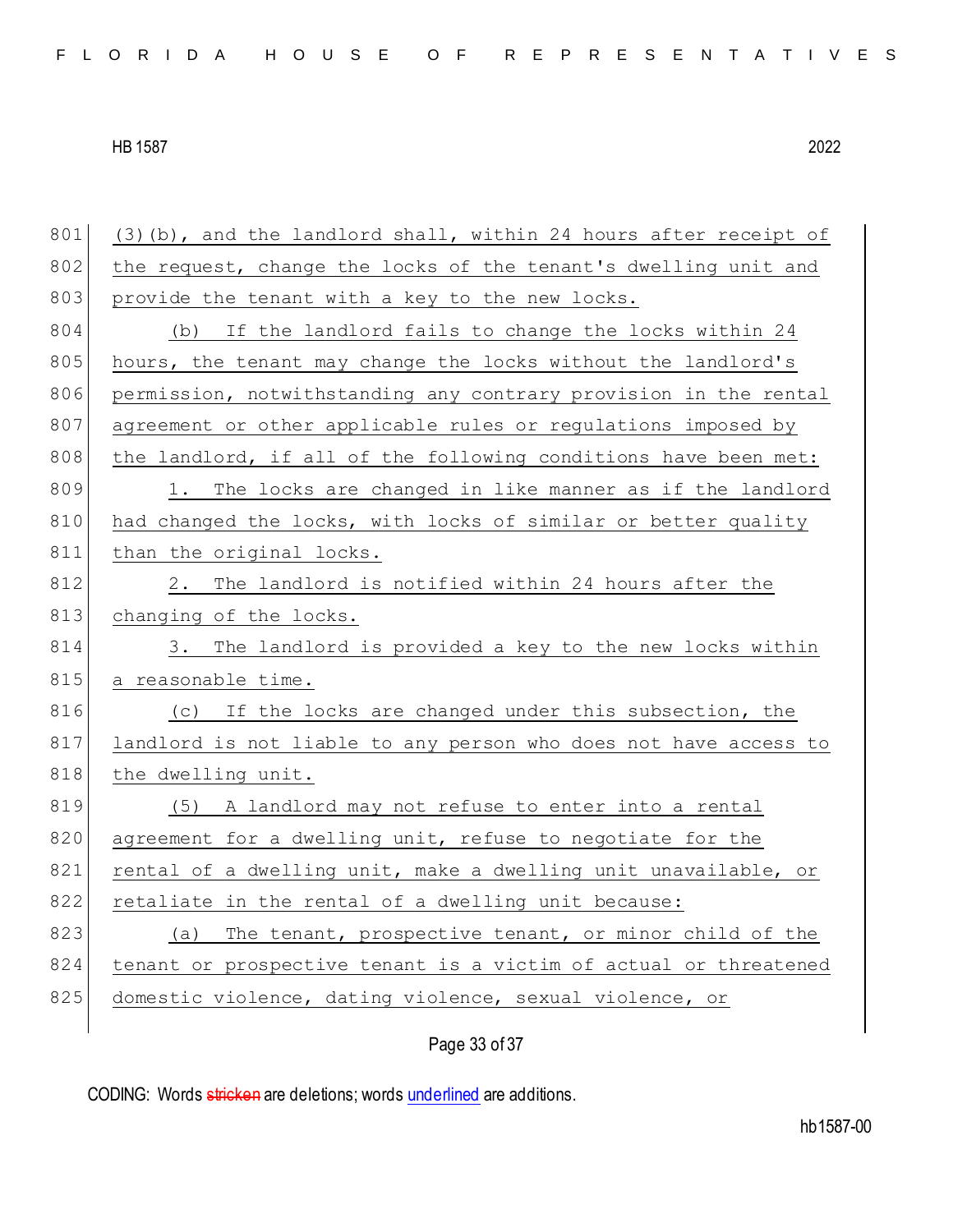(3)(b), and the landlord shall, within 24 hours after receipt of the request, change the locks of the tenant's dwelling unit and provide the tenant with a key to the new locks.

(b) If the landlord fails to change the locks within 24 hours, the tenant may change the locks without the landlord's permission, notwithstanding any contrary provision in the rental agreement or other applicable rules or regulations imposed by the landlord, if all of the following conditions have been met:

1. The locks are changed in like manner as if the landlord had changed the locks, with locks of similar or better quality than the original locks.

2. The landlord is notified within 24 hours after the changing of the locks.

3. The landlord is provided a key to the new locks within a reasonable time.

(c) If the locks are changed under this subsection, the landlord is not liable to any person who does not have access to the dwelling unit.

(5) A landlord may not refuse to enter into a rental agreement for a dwelling unit, refuse to negotiate for the rental of a dwelling unit, make a dwelling unit unavailable, or retaliate in the rental of a dwelling unit because:

(a) The tenant, prospective tenant, or minor child of the tenant or prospective tenant is a victim of actual or threatened domestic violence, dating violence, sexual violence, or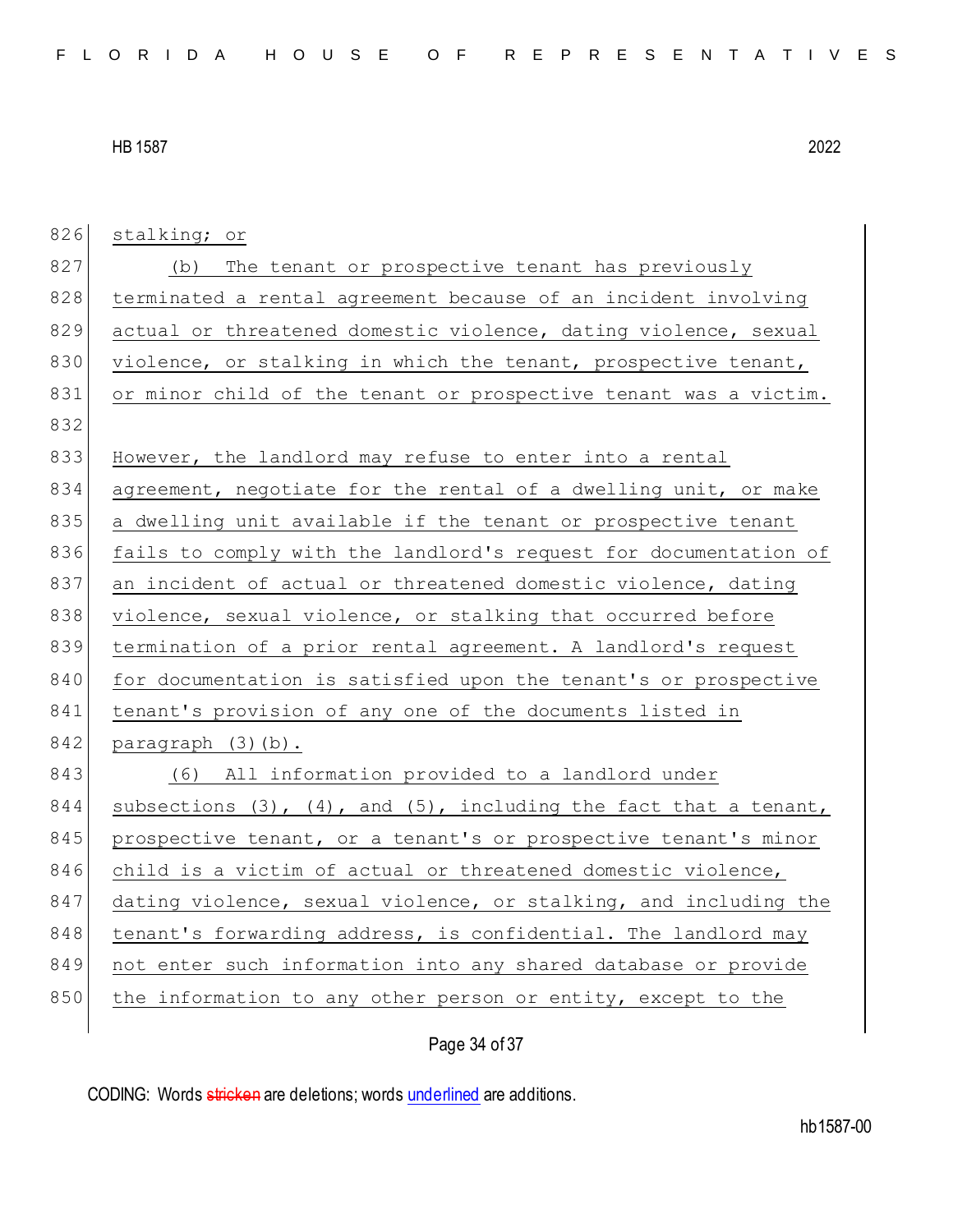stalking; or

(b) The tenant or prospective tenant has previously terminated a rental agreement because of an incident involving actual or threatened domestic violence, dating violence, sexual violence, or stalking in which the tenant, prospective tenant, or minor child of the tenant or prospective tenant was a victim.

However, the landlord may refuse to enter into a rental agreement, negotiate for the rental of a dwelling unit, or make a dwelling unit available if the tenant or prospective tenant fails to comply with the landlord's request for documentation of an incident of actual or threatened domestic violence, dating violence, sexual violence, or stalking that occurred before termination of a prior rental agreement. A landlord's request for documentation is satisfied upon the tenant's or prospective tenant's provision of any one of the documents listed in paragraph (3)(b).

(6) All information provided to a landlord under subsections (3), (4), and (5), including the fact that a tenant, prospective tenant, or a tenant's or prospective tenant's minor child is a victim of actual or threatened domestic violence, dating violence, sexual violence, or stalking, and including the tenant's forwarding address, is confidential. The landlord may not enter such information into any shared database or provide the information to any other person or entity, except to the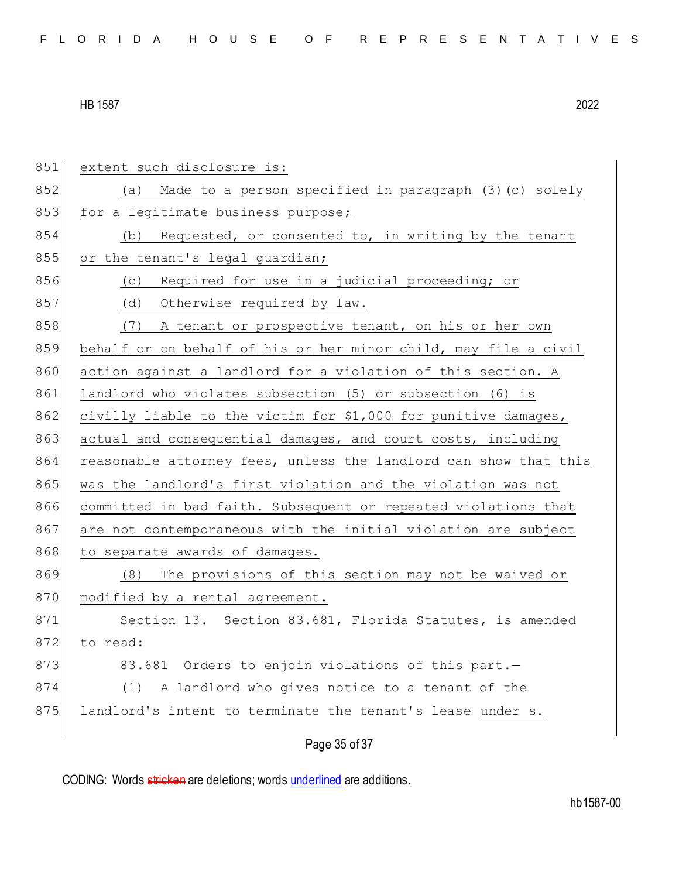extent such disclosure is:

(a) Made to a person specified in paragraph (3)(c) solely for a legitimate business purpose;

(b) Requested, or consented to, in writing by the tenant or the tenant's legal guardian;

(c) Required for use in a judicial proceeding; or

(d) Otherwise required by law.

(7) A tenant or prospective tenant, on his or her own behalf or on behalf of his or her minor child, may file a civil action against a landlord for a violation of this section. A landlord who violates subsection (5) or subsection (6) is civilly liable to the victim for $1,000 for punitive damages, actual and consequential damages, and court costs, including reasonable attorney fees, unless the landlord can show that this was the landlord's first violation and the violation was not committed in bad faith. Subsequent or repeated violations that are not contemporaneous with the initial violation are subject to separate awards of damages.

(8) The provisions of this section may not be waived or modified by a rental agreement.

Section 13. Section 83.681, Florida Statutes, is amended to read:

83.681 Orders to enjoin violations of this part.—

(1) A landlord who gives notice to a tenant of the landlord's intent to terminate the tenant's lease under s.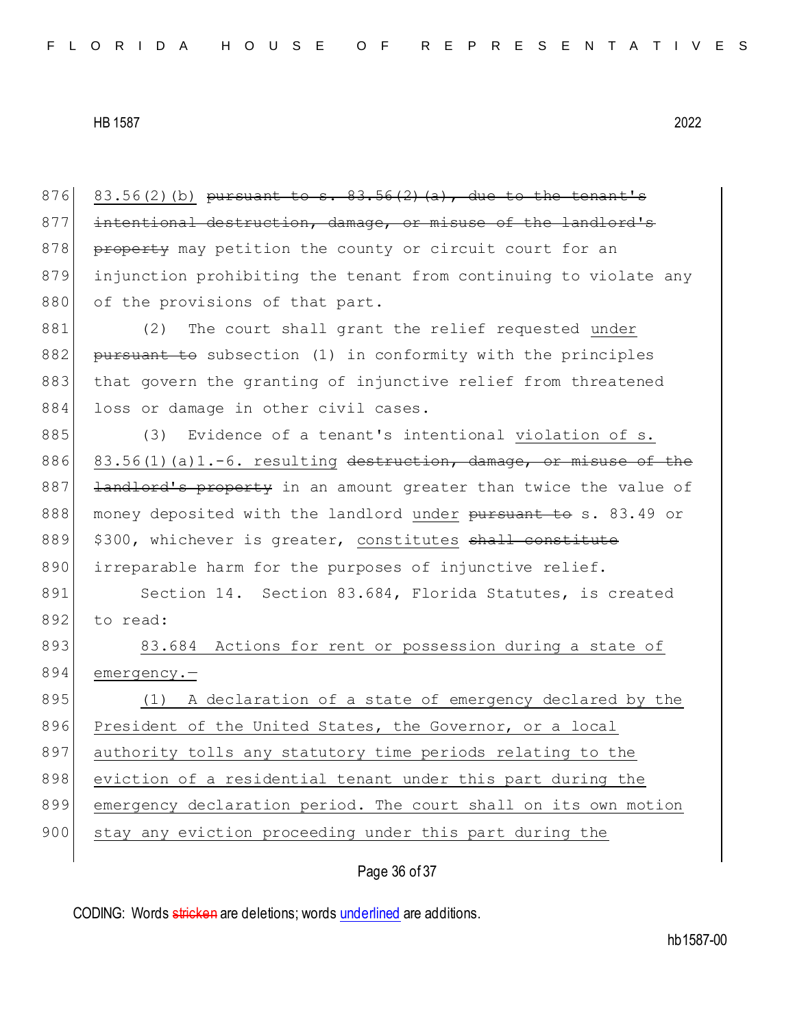876 83.56(2)(b) ~~pursuant to s. 83.56(2)(a), due to the tenant's~~
877 ~~intentional destruction, damage, or misuse of the landlord's~~
878 ~~property~~ may petition the county or circuit court for an
879 injunction prohibiting the tenant from continuing to violate any
880 of the provisions of that part.

881 (2) The court shall grant the relief requested <u>under</u>
882 ~~pursuant to~~ subsection (1) in conformity with the principles
883 that govern the granting of injunctive relief from threatened
884 loss or damage in other civil cases.

885 (3) Evidence of a tenant's intentional <u>violation of s.</u>
886 <u>83.56(1)(a)1.-6. resulting</u> ~~destruction, damage, or misuse of the~~
887 ~~landlord's property~~ in an amount greater than twice the value of
888 money deposited with the landlord <u>under</u> ~~pursuant to~~ s. 83.49 or
889 $300, whichever is greater, <u>constitutes</u> ~~shall constitute~~
890 irreparable harm for the purposes of injunctive relief.

891 Section 14. Section 83.684, Florida Statutes, is created
892 to read:

893 <u>83.684 Actions for rent or possession during a state of</u>
894 <u>emergency.—</u>

895 <u>(1) A declaration of a state of emergency declared by the</u>
896 <u>President of the United States, the Governor, or a local</u>
897 <u>authority tolls any statutory time periods relating to the</u>
898 <u>eviction of a residential tenant under this part during the</u>
899 <u>emergency declaration period. The court shall on its own motion</u>
900 <u>stay any eviction proceeding under this part during the</u>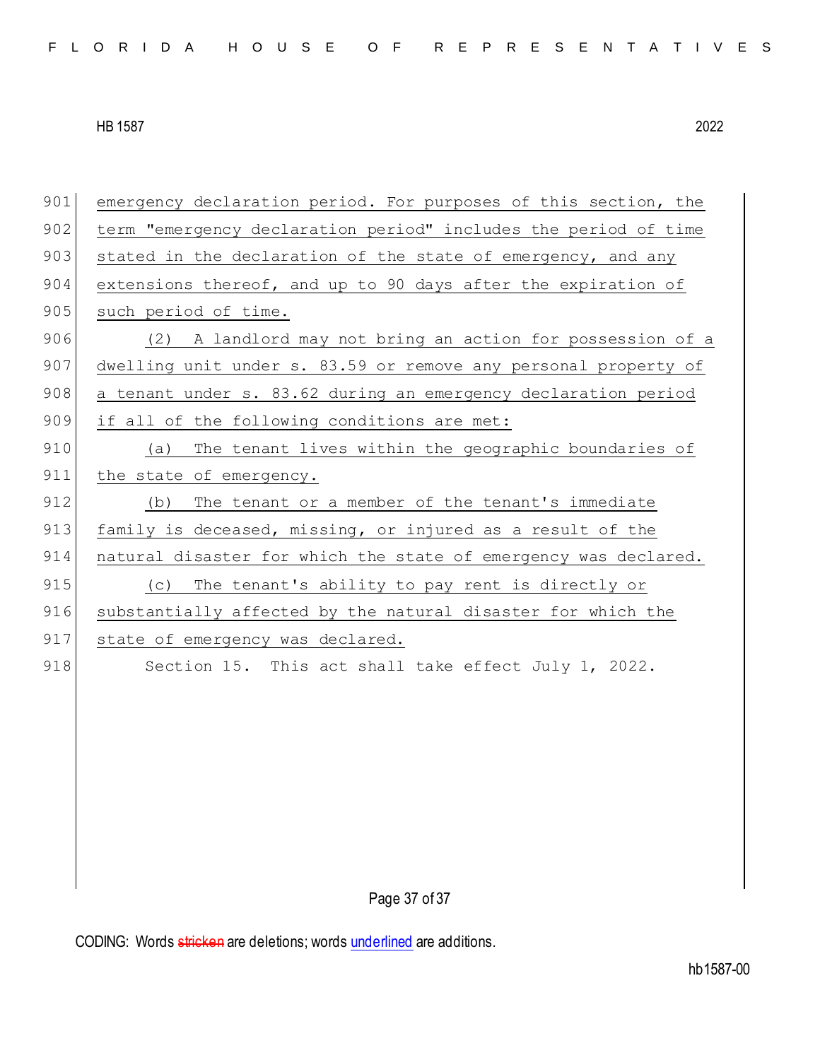emergency declaration period. For purposes of this section, the term "emergency declaration period" includes the period of time stated in the declaration of the state of emergency, and any extensions thereof, and up to 90 days after the expiration of such period of time.

(2) A landlord may not bring an action for possession of a dwelling unit under s. 83.59 or remove any personal property of a tenant under s. 83.62 during an emergency declaration period if all of the following conditions are met:

(a) The tenant lives within the geographic boundaries of the state of emergency.

(b) The tenant or a member of the tenant's immediate family is deceased, missing, or injured as a result of the natural disaster for which the state of emergency was declared.

(c) The tenant's ability to pay rent is directly or substantially affected by the natural disaster for which the state of emergency was declared.

Section 15. This act shall take effect July 1, 2022.